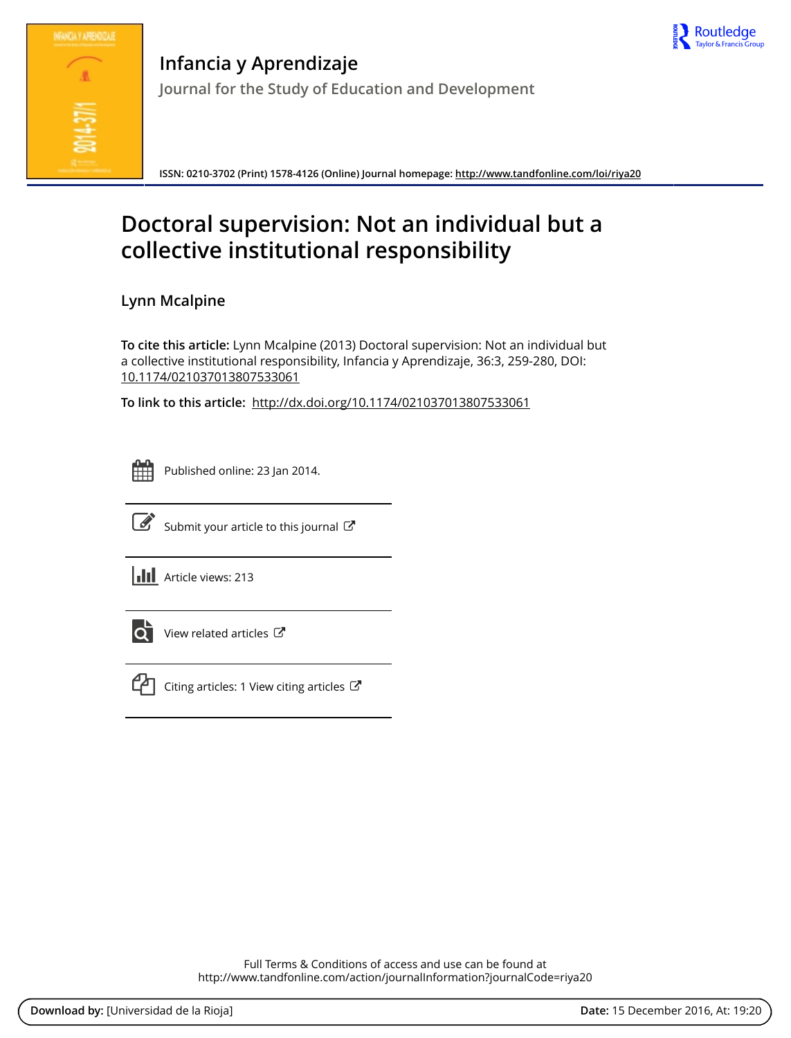# Infancia y Aprendizaje

Journal for the Study of Education and Development

ISSN: 0210-3702 (Print) 1578-4126 (Online) Journal homepage: http://www.tandfonline.com/loi/riya20

# Doctoral supervision: Not an individual but a collective institutional responsibility

**Lynn Mcalpine**

**To cite this article:** Lynn Mcalpine (2013) Doctoral supervision: Not an individual but a collective institutional responsibility, Infancia y Aprendizaje, 36:3, 259-280, DOI: 10.1174/021037013807533061

**To link to this article:** http://dx.doi.org/10.1174/021037013807533061

Published online: 23 Jan 2014.

Submit your article to this journal

Article views: 213

View related articles

Citing articles: 1 View citing articles

Full Terms & Conditions of access and use can be found at
http://www.tandfonline.com/action/journalInformation?journalCode=riya20

**Download by:** [Universidad de la Rioja] **Date:** 15 December 2016, At: 19:20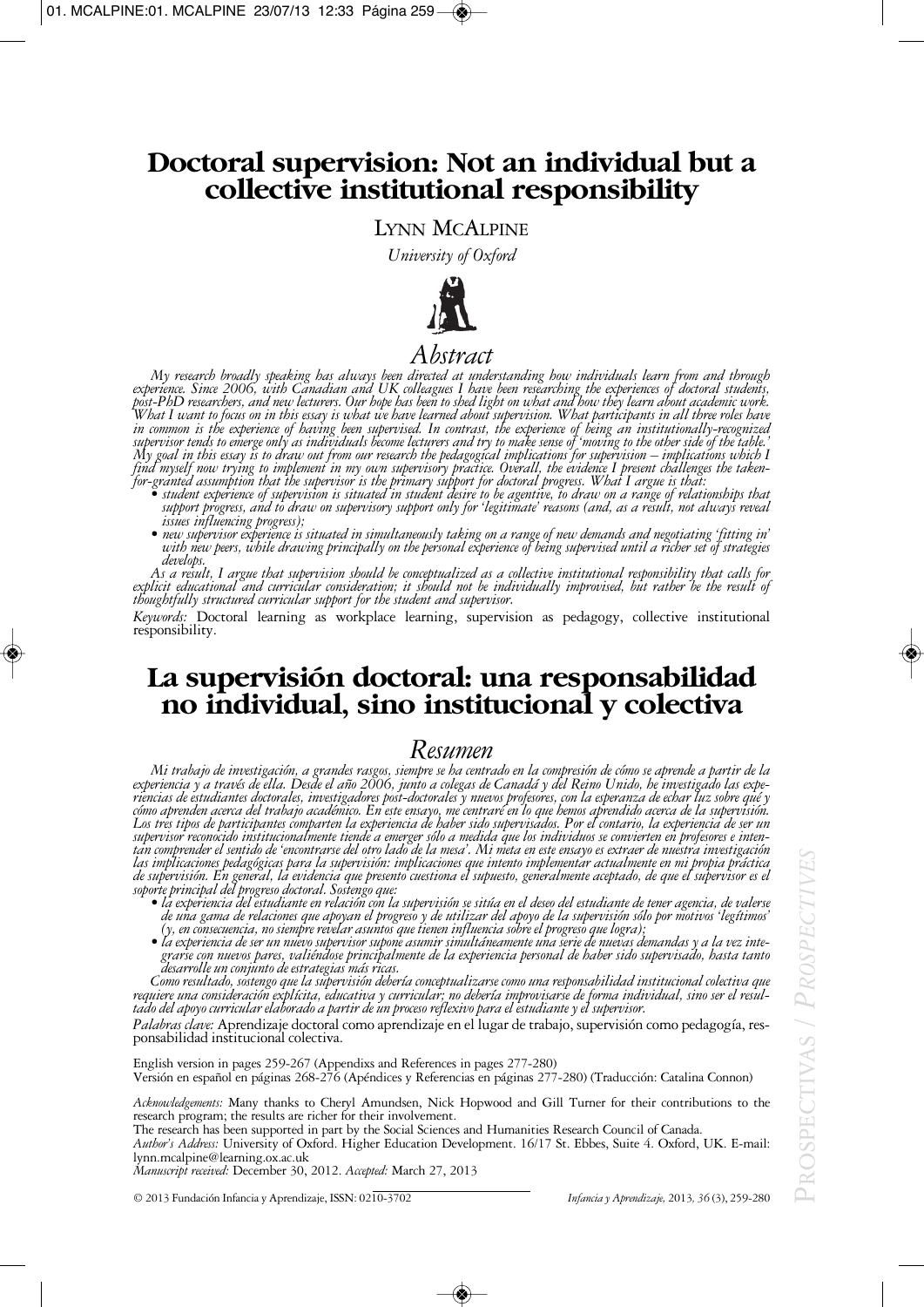# Doctoral supervision: Not an individual but a collective institutional responsibility

LYNN MCALPINE

*University of Oxford*

## Abstract

*My research broadly speaking has always been directed at understanding how individuals learn from and through experience. Since 2006, with Canadian and UK colleagues I have been researching the experiences of doctoral students, post-PhD researchers, and new lecturers. Our hope has been to shed light on what and how they learn about academic work. What I want to focus on in this essay is what we have learned about supervison. What participants in all three roles have in common is the experience of having been supervised. In contrast, the experience of being an institutionally-recognized supervisor tends to emerge only as individuals become lecturers and try to make sense of 'moving to the other side of the table.' My goal in this essay is to draw out from our research the pedagogical implications for supervision – implications which I find myself now trying to implement in my own supervisory practice. Overall, the evidence I present challenges the taken-for-granted assumption that the supervisor is the primary support for doctoral progress. What I argue is that:*

- *student experience of supervision is situated in student desire to be agentive, to draw on a range of relationships that support progress, and to draw on supervisory support only for 'legitimate' reasons (and, as a result, not always reveal issues influencing progress);*
- *new supervisor experience is situated in simultaneously taking on a range of new demands and negotiating 'fitting in' with new peers, while drawing principally on the personal experience of being supervised until a richer set of strategies develops.*

*As a result, I argue that supervision should be conceptualized as a collective institutional responsibility that calls for explicit educational and curricular consideration; it should not be individually improvised, but rather be the result of thoughtfully structured curricular support for the student and supervisor.*

*Keywords:* Doctoral learning as workplace learning, supervision as pedagogy, collective institutional responsibility.

# La supervisión doctoral: una responsabilidad no individual, sino institucional y colectiva

## Resumen

*Mi trabajo de investigación, a grandes rasgos, siempre se ha centrado en la compresión de cómo se aprende a partir de la experiencia y a través de ella. Desde el año 2006, junto a colegas de Canadá y del Reino Unido, he investigado las experiencias de estudiantes doctorales, investigadores post-doctorales y nuevos profesores, con la esperanza de echar luz sobre qué y cómo aprenden acerca del trabajo académico. En este ensayo, me centraré en lo que hemos aprendido acerca de la supervisión. Los tres tipos de participantes comparten la experiencia de haber sido supervisados. Por el contario, la experiencia de ser un supervisor reconocido institucionalmente tiende a emerger sólo a medida que los individuos se convierten en profesores e intentan comprender el sentido de 'encontrarse del otro lado de la mesa'. Mi meta en este ensayo es extraer de nuestra investigación las implicaciones pedagógicas para la supervisión: implicaciones que intento implementar actualmente en mi propia práctica de supervisión. En general, la evidencia que presento cuestiona el supuesto, generalmente aceptado, de que el supervisor es el soporte principal del progreso doctoral. Sostengo que:*

- *la experiencia del estudiante en relación con la supervisión se sitúa en el deseo del estudiante de tener agencia, de valerse de una gama de relaciones que apoyan el progreso y de utilizar del apoyo de la supervisión sólo por motivos 'legítimos' (y, en consecuencia, no siempre revelar asuntos que tienen influencia sobre el progreso que logra);*
- *la experiencia de ser un nuevo supervisor supone asumir simultáneamente una serie de nuevas demandas y a la vez integrarse con nuevos pares, valiéndose principalmente de la experiencia personal de haber sido supervisado, hasta tanto desarrolle un conjunto de estrategias más ricas.*

*Como resultado, sostengo que la supervisión debería conceptualizarse como una responsabilidad institucional colectiva que requiere una consideración explícita, educativa y curricular; no debería improvisarse de forma individual, sino ser el resultado del apoyo curricular elaborado a partir de un proceso reflexivo para el estudiante y el supervisor.*

*Palabras clave:* Aprendizaje doctoral como aprendizaje en el lugar de trabajo, supervisión como pedagogía, responsabilidad institucional colectiva.

English version in pages 259-267 (Appendixs and References in pages 277-280)
Versión en español en páginas 268-276 (Apéndices y Referencias en páginas 277-280) (Traducción: Catalina Connon)

*Acknowledgements:* Many thanks to Cheryl Amundsen, Nick Hopwood and Gill Turner for their contributions to the research program; the results are richer for their involvement.
The research has been supported in part by the Social Sciences and Humanities Research Council of Canada.
*Author's Address:* University of Oxford. Higher Education Development. 16/17 St. Ebbes, Suite 4. Oxford, UK. E-mail: lynn.mcalpine@learning.ox.ac.uk
*Manuscript received:* December 30, 2012. *Accepted:* March 27, 2013

© 2013 Fundación Infancia y Aprendizaje, ISSN: 0210-3702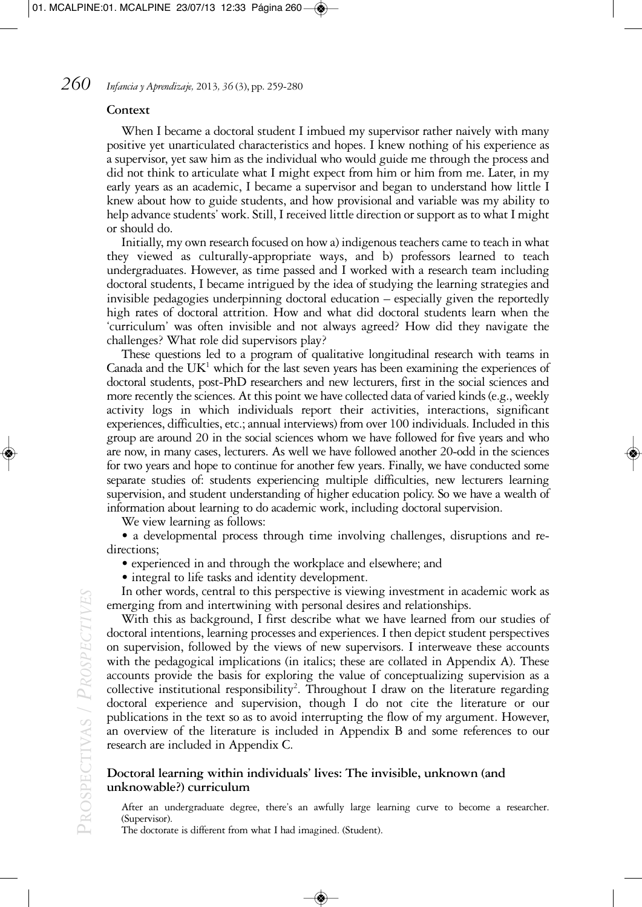## Context

When I became a doctoral student I imbued my supervisor rather naively with many positive yet unarticulated characteristics and hopes. I knew nothing of his experience as a supervisor, yet saw him as the individual who would guide me through the process and did not think to articulate what I might expect from him or him from me. Later, in my early years as an academic, I became a supervisor and began to understand how little I knew about how to guide students, and how provisional and variable was my ability to help advance students' work. Still, I received little direction or support as to what I might or should do.

Initially, my own research focused on how a) indigenous teachers came to teach in what they viewed as culturally-appropriate ways, and b) professors learned to teach undergraduates. However, as time passed and I worked with a research team including doctoral students, I became intrigued by the idea of studying the learning strategies and invisible pedagogies underpinning doctoral education – especially given the reportedly high rates of doctoral attrition. How and what did doctoral students learn when the 'curriculum' was often invisible and not always agreed? How did they navigate the challenges? What role did supervisors play?

These questions led to a program of qualitative longitudinal research with teams in Canada and the UK[1] which for the last seven years has been examining the experiences of doctoral students, post-PhD researchers and new lecturers, first in the social sciences and more recently the sciences. At this point we have collected data of varied kinds (e.g., weekly activity logs in which individuals report their activities, interactions, significant experiences, difficulties, etc.; annual interviews) from over 100 individuals. Included in this group are around 20 in the social sciences whom we have followed for five years and who are now, in many cases, lecturers. As well we have followed another 20-odd in the sciences for two years and hope to continue for another few years. Finally, we have conducted some separate studies of: students experiencing multiple difficulties, new lecturers learning supervision, and student understanding of higher education policy. So we have a wealth of information about learning to do academic work, including doctoral supervision.

We view learning as follows:

- a developmental process through time involving challenges, disruptions and re-directions;
- experienced in and through the workplace and elsewhere; and
- integral to life tasks and identity development.

In other words, central to this perspective is viewing investment in academic work as emerging from and intertwining with personal desires and relationships.

With this as background, I first describe what we have learned from our studies of doctoral intentions, learning processes and experiences. I then depict student perspectives on supervision, followed by the views of new supervisors. I interweave these accounts with the pedagogical implications (in italics; these are collated in Appendix A). These accounts provide the basis for exploring the value of conceptualizing supervision as a collective institutional responsibility[2]. Throughout I draw on the literature regarding doctoral experience and supervision, though I do not cite the literature or our publications in the text so as to avoid interrupting the flow of my argument. However, an overview of the literature is included in Appendix B and some references to our research are included in Appendix C.

## Doctoral learning within individuals' lives: The invisible, unknown (and unknowable?) curriculum

After an undergraduate degree, there's an awfully large learning curve to become a researcher. (Supervisor).

The doctorate is different from what I had imagined. (Student).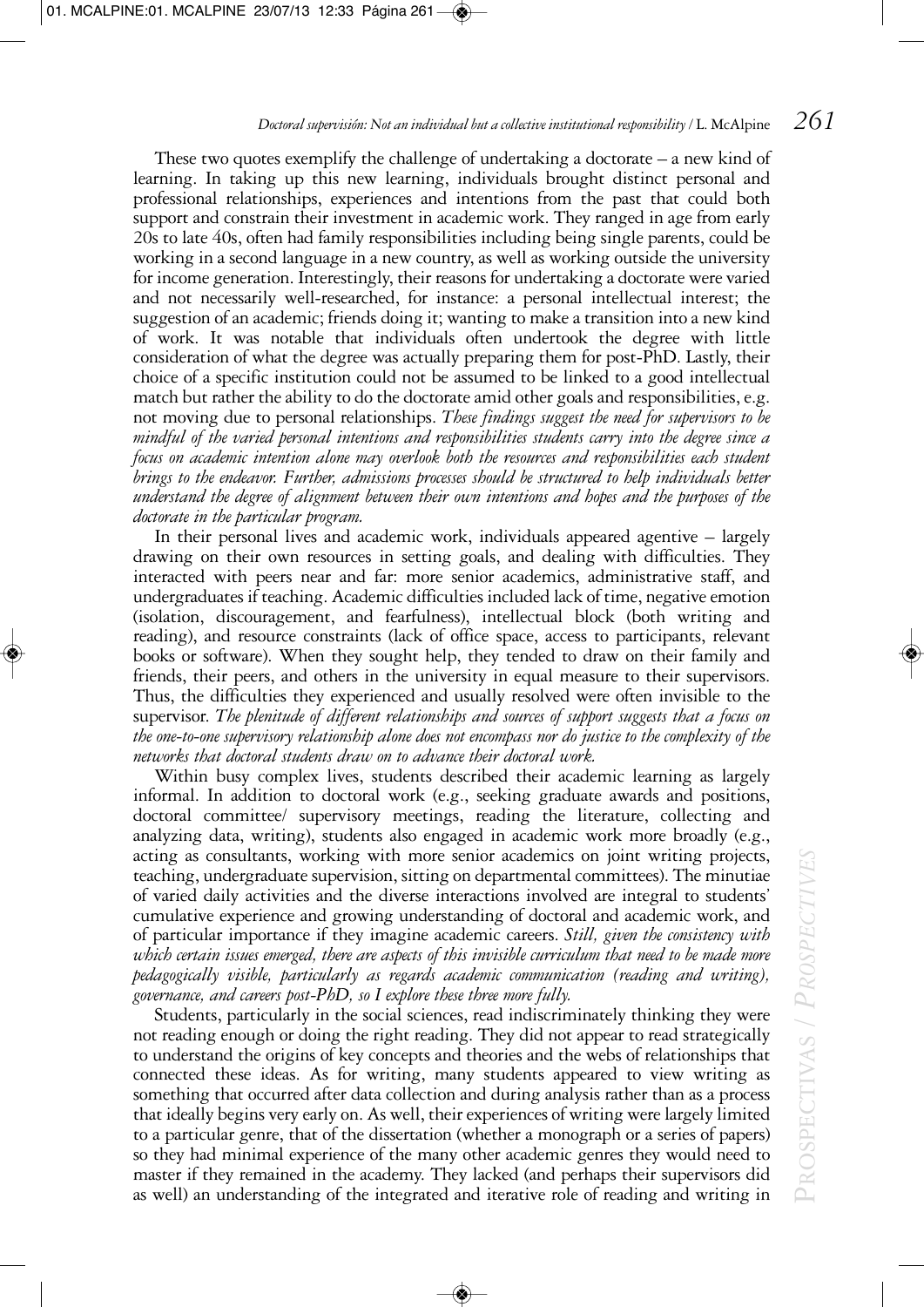These two quotes exemplify the challenge of undertaking a doctorate – a new kind of learning. In taking up this new learning, individuals brought distinct personal and professional relationships, experiences and intentions from the past that could both support and constrain their investment in academic work. They ranged in age from early 20s to late 40s, often had family responsibilities including being single parents, could be working in a second language in a new country, as well as working outside the university for income generation. Interestingly, their reasons for undertaking a doctorate were varied and not necessarily well-researched, for instance: a personal intellectual interest; the suggestion of an academic; friends doing it; wanting to make a transition into a new kind of work. It was notable that individuals often undertook the degree with little consideration of what the degree was actually preparing them for post-PhD. Lastly, their choice of a specific institution could not be assumed to be linked to a good intellectual match but rather the ability to do the doctorate amid other goals and responsibilities, e.g. not moving due to personal relationships. *These findings suggest the need for supervisors to be mindful of the varied personal intentions and responsibilities students carry into the degree since a focus on academic intention alone may overlook both the resources and responsibilities each student brings to the endeavor. Further, admissions processes should be structured to help individuals better understand the degree of alignment between their own intentions and hopes and the purposes of the doctorate in the particular program.*

In their personal lives and academic work, individuals appeared agentive – largely drawing on their own resources in setting goals, and dealing with difficulties. They interacted with peers near and far: more senior academics, administrative staff, and undergraduates if teaching. Academic difficulties included lack of time, negative emotion (isolation, discouragement, and fearfulness), intellectual block (both writing and reading), and resource constraints (lack of office space, access to participants, relevant books or software). When they sought help, they tended to draw on their family and friends, their peers, and others in the university in equal measure to their supervisors. Thus, the difficulties they experienced and usually resolved were often invisible to the supervisor. *The plenitude of different relationships and sources of support suggests that a focus on the one-to-one supervisory relationship alone does not encompass nor do justice to the complexity of the networks that doctoral students draw on to advance their doctoral work.*

Within busy complex lives, students described their academic learning as largely informal. In addition to doctoral work (e.g., seeking graduate awards and positions, doctoral committee/ supervisory meetings, reading the literature, collecting and analyzing data, writing), students also engaged in academic work more broadly (e.g., acting as consultants, working with more senior academics on joint writing projects, teaching, undergraduate supervision, sitting on departmental committees). The minutiae of varied daily activities and the diverse interactions involved are integral to students' cumulative experience and growing understanding of doctoral and academic work, and of particular importance if they imagine academic careers. *Still, given the consistency with which certain issues emerged, there are aspects of this invisible curriculum that need to be made more pedagogically visible, particularly as regards academic communication (reading and writing), governance, and careers post-PhD, so I explore these three more fully.*

Students, particularly in the social sciences, read indiscriminately thinking they were not reading enough or doing the right reading. They did not appear to read strategically to understand the origins of key concepts and theories and the webs of relationships that connected these ideas. As for writing, many students appeared to view writing as something that occurred after data collection and during analysis rather than as a process that ideally begins very early on. As well, their experiences of writing were largely limited to a particular genre, that of the dissertation (whether a monograph or a series of papers) so they had minimal experience of the many other academic genres they would need to master if they remained in the academy. They lacked (and perhaps their supervisors did as well) an understanding of the integrated and iterative role of reading and writing in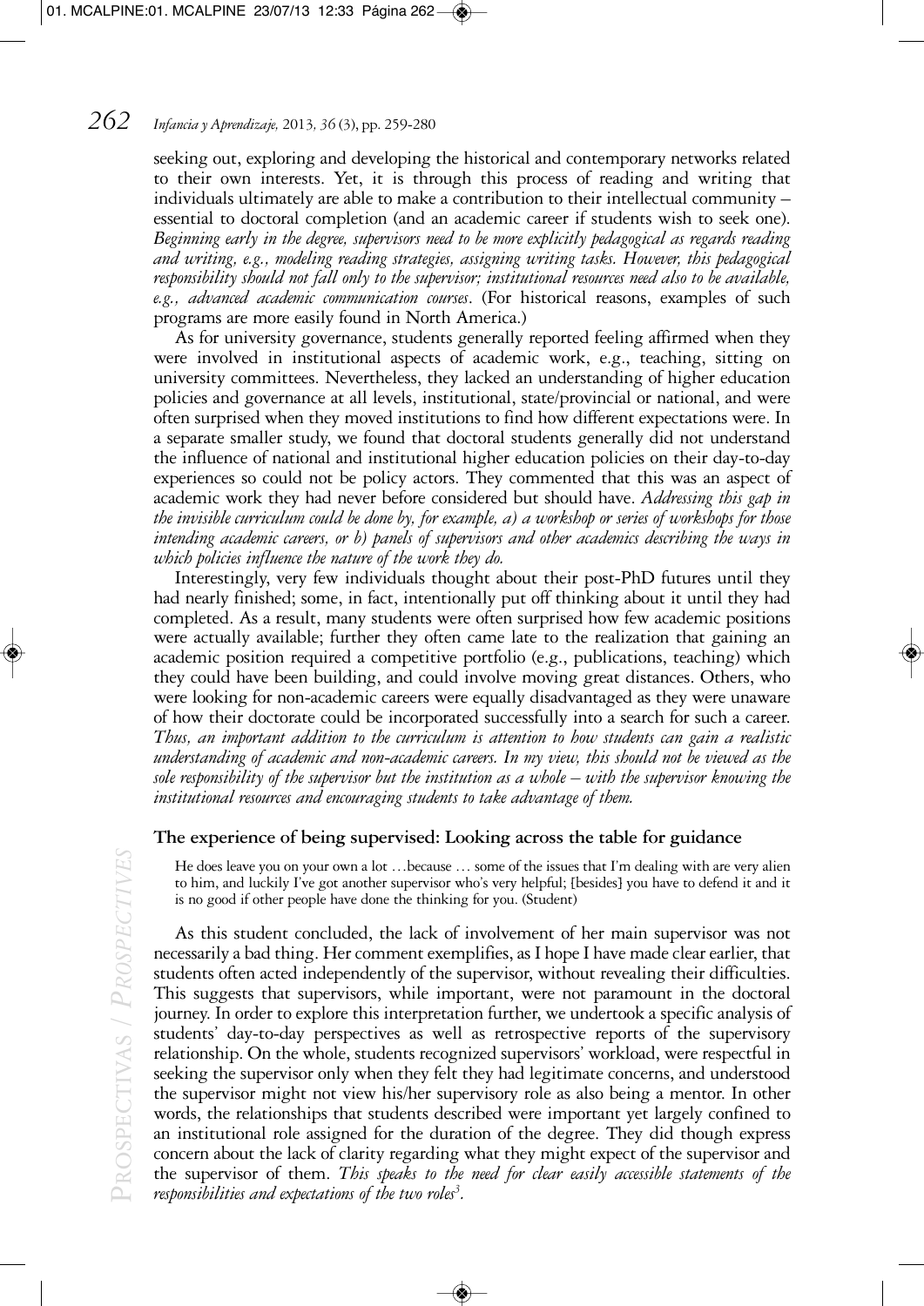seeking out, exploring and developing the historical and contemporary networks related to their own interests. Yet, it is through this process of reading and writing that individuals ultimately are able to make a contribution to their intellectual community – essential to doctoral completion (and an academic career if students wish to seek one). *Beginning early in the degree, supervisors need to be more explicitly pedagogical as regards reading and writing, e.g., modeling reading strategies, assigning writing tasks. However, this pedagogical responsibility should not fall only to the supervisor; institutional resources need also to be available, e.g., advanced academic communication courses*. (For historical reasons, examples of such programs are more easily found in North America.)

As for university governance, students generally reported feeling affirmed when they were involved in institutional aspects of academic work, e.g., teaching, sitting on university committees. Nevertheless, they lacked an understanding of higher education policies and governance at all levels, institutional, state/provincial or national, and were often surprised when they moved institutions to find how different expectations were. In a separate smaller study, we found that doctoral students generally did not understand the influence of national and institutional higher education policies on their day-to-day experiences so could not be policy actors. They commented that this was an aspect of academic work they had never before considered but should have. *Addressing this gap in the invisible curriculum could be done by, for example, a) a workshop or series of workshops for those intending academic careers, or b) panels of supervisors and other academics describing the ways in which policies influence the nature of the work they do.*

Interestingly, very few individuals thought about their post-PhD futures until they had nearly finished; some, in fact, intentionally put off thinking about it until they had completed. As a result, many students were often surprised how few academic positions were actually available; further they often came late to the realization that gaining an academic position required a competitive portfolio (e.g., publications, teaching) which they could have been building, and could involve moving great distances. Others, who were looking for non-academic careers were equally disadvantaged as they were unaware of how their doctorate could be incorporated successfully into a search for such a career. *Thus, an important addition to the curriculum is attention to how students can gain a realistic understanding of academic and non-academic careers. In my view, this should not be viewed as the sole responsibility of the supervisor but the institution as a whole – with the supervisor knowing the institutional resources and encouraging students to take advantage of them.*

### The experience of being supervised: Looking across the table for guidance

> He does leave you on your own a lot …because … some of the issues that I'm dealing with are very alien to him, and luckily I've got another supervisor who's very helpful; [besides] you have to defend it and it is no good if other people have done the thinking for you. (Student)

As this student concluded, the lack of involvement of her main supervisor was not necessarily a bad thing. Her comment exemplifies, as I hope I have made clear earlier, that students often acted independently of the supervisor, without revealing their difficulties. This suggests that supervisors, while important, were not paramount in the doctoral journey. In order to explore this interpretation further, we undertook a specific analysis of students' day-to-day perspectives as well as retrospective reports of the supervisory relationship. On the whole, students recognized supervisors' workload, were respectful in seeking the supervisor only when they felt they had legitimate concerns, and understood the supervisor might not view his/her supervisory role as also being a mentor. In other words, the relationships that students described were important yet largely confined to an institutional role assigned for the duration of the degree. They did though express concern about the lack of clarity regarding what they might expect of the supervisor and the supervisor of them. *This speaks to the need for clear easily accessible statements of the responsibilities and expectations of the two roles*[3].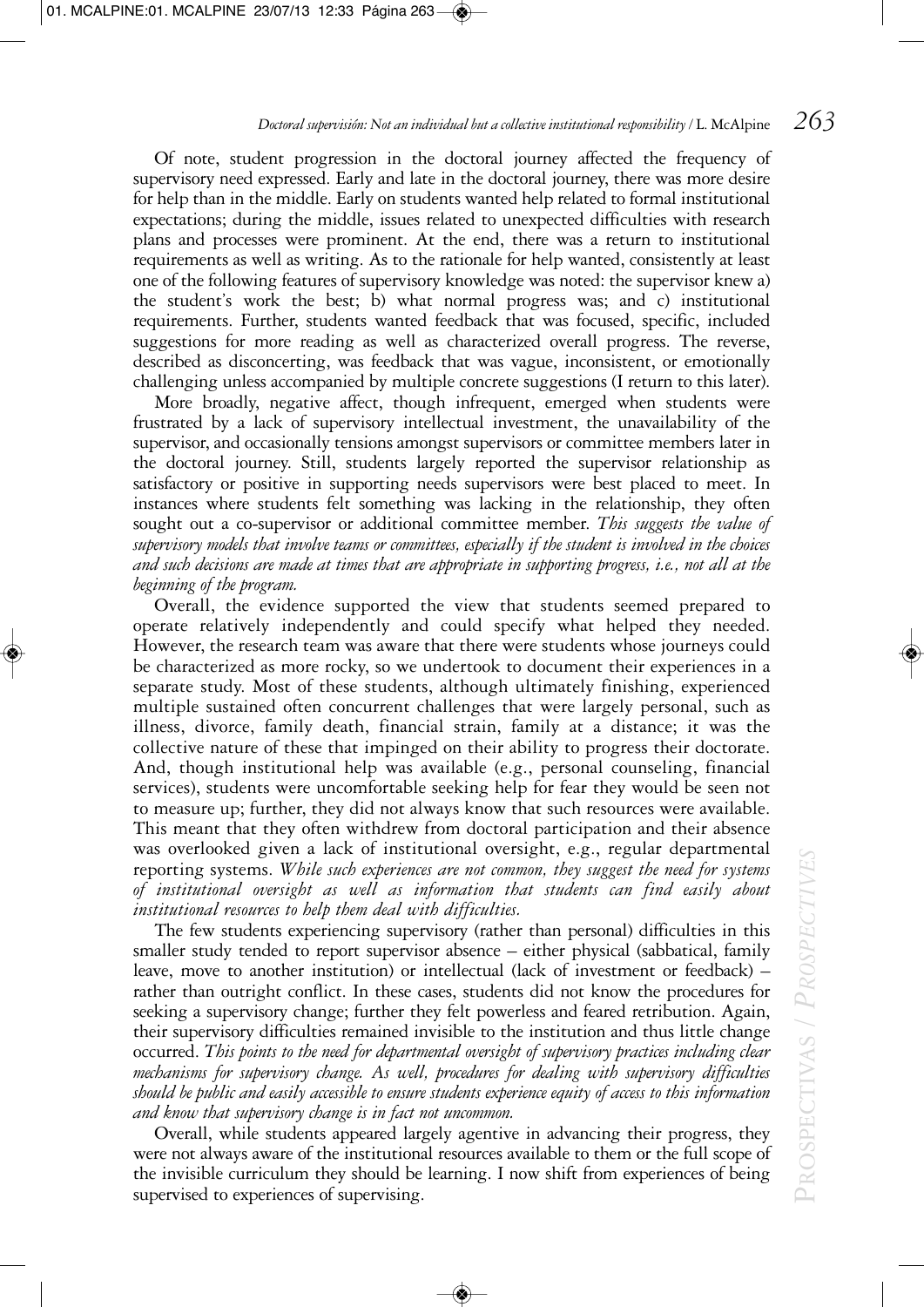Of note, student progression in the doctoral journey affected the frequency of supervisory need expressed. Early and late in the doctoral journey, there was more desire for help than in the middle. Early on students wanted help related to formal institutional expectations; during the middle, issues related to unexpected difficulties with research plans and processes were prominent. At the end, there was a return to institutional requirements as well as writing. As to the rationale for help wanted, consistently at least one of the following features of supervisory knowledge was noted: the supervisor knew a) the student's work the best; b) what normal progress was; and c) institutional requirements. Further, students wanted feedback that was focused, specific, included suggestions for more reading as well as characterized overall progress. The reverse, described as disconcerting, was feedback that was vague, inconsistent, or emotionally challenging unless accompanied by multiple concrete suggestions (I return to this later).

More broadly, negative affect, though infrequent, emerged when students were frustrated by a lack of supervisory intellectual investment, the unavailability of the supervisor, and occasionally tensions amongst supervisors or committee members later in the doctoral journey. Still, students largely reported the supervisor relationship as satisfactory or positive in supporting needs supervisors were best placed to meet. In instances where students felt something was lacking in the relationship, they often sought out a co-supervisor or additional committee member. *This suggests the value of supervisory models that involve teams or committees, especially if the student is involved in the choices and such decisions are made at times that are appropriate in supporting progress, i.e., not all at the beginning of the program.*

Overall, the evidence supported the view that students seemed prepared to operate relatively independently and could specify what helped they needed. However, the research team was aware that there were students whose journeys could be characterized as more rocky, so we undertook to document their experiences in a separate study. Most of these students, although ultimately finishing, experienced multiple sustained often concurrent challenges that were largely personal, such as illness, divorce, family death, financial strain, family at a distance; it was the collective nature of these that impinged on their ability to progress their doctorate. And, though institutional help was available (e.g., personal counseling, financial services), students were uncomfortable seeking help for fear they would be seen not to measure up; further, they did not always know that such resources were available. This meant that they often withdrew from doctoral participation and their absence was overlooked given a lack of institutional oversight, e.g., regular departmental reporting systems. *While such experiences are not common, they suggest the need for systems of institutional oversight as well as information that students can find easily about institutional resources to help them deal with difficulties.*

The few students experiencing supervisory (rather than personal) difficulties in this smaller study tended to report supervisor absence – either physical (sabbatical, family leave, move to another institution) or intellectual (lack of investment or feedback) – rather than outright conflict. In these cases, students did not know the procedures for seeking a supervisory change; further they felt powerless and feared retribution. Again, their supervisory difficulties remained invisible to the institution and thus little change occurred. *This points to the need for departmental oversight of supervisory practices including clear mechanisms for supervisory change. As well, procedures for dealing with supervisory difficulties should be public and easily accessible to ensure students experience equity of access to this information and know that supervisory change is in fact not uncommon.*

Overall, while students appeared largely agentive in advancing their progress, they were not always aware of the institutional resources available to them or the full scope of the invisible curriculum they should be learning. I now shift from experiences of being supervised to experiences of supervising.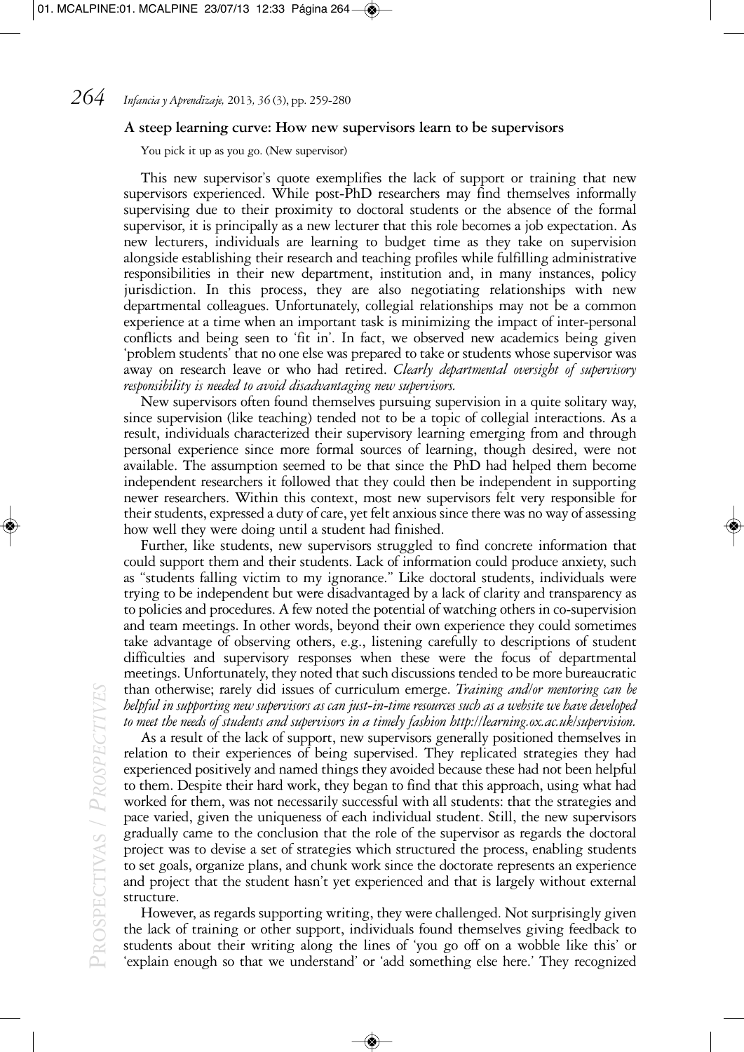### A steep learning curve: How new supervisors learn to be supervisors

You pick it up as you go. (New supervisor)

This new supervisor's quote exemplifies the lack of support or training that new supervisors experienced. While post-PhD researchers may find themselves informally supervising due to their proximity to doctoral students or the absence of the formal supervisor, it is principally as a new lecturer that this role becomes a job expectation. As new lecturers, individuals are learning to budget time as they take on supervision alongside establishing their research and teaching profiles while fulfilling administrative responsibilities in their new department, institution and, in many instances, policy jurisdiction. In this process, they are also negotiating relationships with new departmental colleagues. Unfortunately, collegial relationships may not be a common experience at a time when an important task is minimizing the impact of inter-personal conflicts and being seen to 'fit in'. In fact, we observed new academics being given 'problem students' that no one else was prepared to take or students whose supervisor was away on research leave or who had retired. *Clearly departmental oversight of supervisory responsibility is needed to avoid disadvantaging new supervisors.*

New supervisors often found themselves pursuing supervision in a quite solitary way, since supervision (like teaching) tended not to be a topic of collegial interactions. As a result, individuals characterized their supervisory learning emerging from and through personal experience since more formal sources of learning, though desired, were not available. The assumption seemed to be that since the PhD had helped them become independent researchers it followed that they could then be independent in supporting newer researchers. Within this context, most new supervisors felt very responsible for their students, expressed a duty of care, yet felt anxious since there was no way of assessing how well they were doing until a student had finished.

Further, like students, new supervisors struggled to find concrete information that could support them and their students. Lack of information could produce anxiety, such as "students falling victim to my ignorance." Like doctoral students, individuals were trying to be independent but were disadvantaged by a lack of clarity and transparency as to policies and procedures. A few noted the potential of watching others in co-supervision and team meetings. In other words, beyond their own experience they could sometimes take advantage of observing others, e.g., listening carefully to descriptions of student difficulties and supervisory responses when these were the focus of departmental meetings. Unfortunately, they noted that such discussions tended to be more bureaucratic than otherwise; rarely did issues of curriculum emerge. *Training and/or mentoring can be helpful in supporting new supervisors as can just-in-time resources such as a website we have developed to meet the needs of students and supervisors in a timely fashion http://learning.ox.ac.uk/supervision.*

As a result of the lack of support, new supervisors generally positioned themselves in relation to their experiences of being supervised. They replicated strategies they had experienced positively and named things they avoided because these had not been helpful to them. Despite their hard work, they began to find that this approach, using what had worked for them, was not necessarily successful with all students: that the strategies and pace varied, given the uniqueness of each individual student. Still, the new supervisors gradually came to the conclusion that the role of the supervisor as regards the doctoral project was to devise a set of strategies which structured the process, enabling students to set goals, organize plans, and chunk work since the doctorate represents an experience and project that the student hasn't yet experienced and that is largely without external structure.

However, as regards supporting writing, they were challenged. Not surprisingly given the lack of training or other support, individuals found themselves giving feedback to students about their writing along the lines of 'you go off on a wobble like this' or 'explain enough so that we understand' or 'add something else here.' They recognized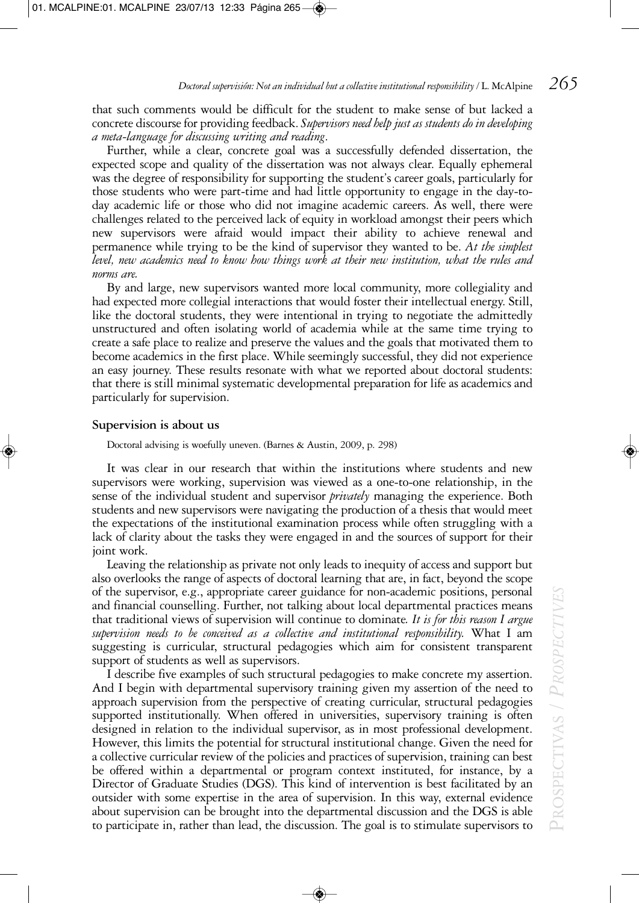that such comments would be difficult for the student to make sense of but lacked a concrete discourse for providing feedback. *Supervisors need help just as students do in developing a meta-language for discussing writing and reading*.

Further, while a clear, concrete goal was a successfully defended dissertation, the expected scope and quality of the dissertation was not always clear. Equally ephemeral was the degree of responsibility for supporting the student's career goals, particularly for those students who were part-time and had little opportunity to engage in the day-to-day academic life or those who did not imagine academic careers. As well, there were challenges related to the perceived lack of equity in workload amongst their peers which new supervisors were afraid would impact their ability to achieve renewal and permanence while trying to be the kind of supervisor they wanted to be. *At the simplest level, new academics need to know how things work at their new institution, what the rules and norms are.*

By and large, new supervisors wanted more local community, more collegiality and had expected more collegial interactions that would foster their intellectual energy. Still, like the doctoral students, they were intentional in trying to negotiate the admittedly unstructured and often isolating world of academia while at the same time trying to create a safe place to realize and preserve the values and the goals that motivated them to become academics in the first place. While seemingly successful, they did not experience an easy journey. These results resonate with what we reported about doctoral students: that there is still minimal systematic developmental preparation for life as academics and particularly for supervision.

### Supervision is about us

Doctoral advising is woefully uneven. (Barnes & Austin, 2009, p. 298)

It was clear in our research that within the institutions where students and new supervisors were working, supervision was viewed as a one-to-one relationship, in the sense of the individual student and supervisor *privately* managing the experience. Both students and new supervisors were navigating the production of a thesis that would meet the expectations of the institutional examination process while often struggling with a lack of clarity about the tasks they were engaged in and the sources of support for their joint work.

Leaving the relationship as private not only leads to inequity of access and support but also overlooks the range of aspects of doctoral learning that are, in fact, beyond the scope of the supervisor, e.g., appropriate career guidance for non-academic positions, personal and financial counselling. Further, not talking about local departmental practices means that traditional views of supervision will continue to dominate. *It is for this reason I argue supervision needs to be conceived as a collective and institutional responsibility.* What I am suggesting is curricular, structural pedagogies which aim for consistent transparent support of students as well as supervisors.

I describe five examples of such structural pedagogies to make concrete my assertion. And I begin with departmental supervisory training given my assertion of the need to approach supervision from the perspective of creating curricular, structural pedagogies supported institutionally. When offered in universities, supervisory training is often designed in relation to the individual supervisor, as in most professional development. However, this limits the potential for structural institutional change. Given the need for a collective curricular review of the policies and practices of supervision, training can best be offered within a departmental or program context instituted, for instance, by a Director of Graduate Studies (DGS). This kind of intervention is best facilitated by an outsider with some expertise in the area of supervision. In this way, external evidence about supervision can be brought into the departmental discussion and the DGS is able to participate in, rather than lead, the discussion. The goal is to stimulate supervisors to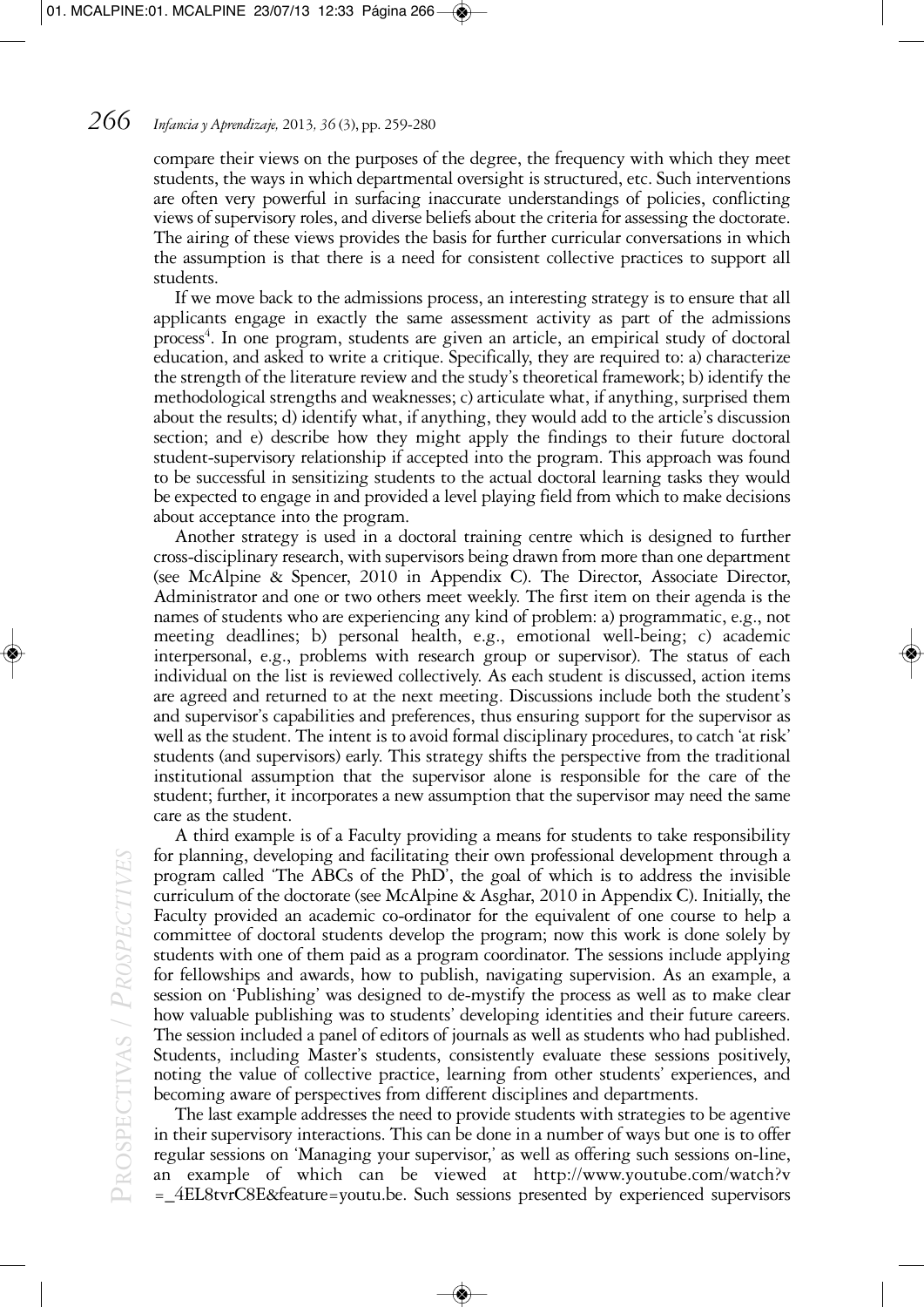compare their views on the purposes of the degree, the frequency with which they meet students, the ways in which departmental oversight is structured, etc. Such interventions are often very powerful in surfacing inaccurate understandings of policies, conflicting views of supervisory roles, and diverse beliefs about the criteria for assessing the doctorate. The airing of these views provides the basis for further curricular conversations in which the assumption is that there is a need for consistent collective practices to support all students.

If we move back to the admissions process, an interesting strategy is to ensure that all applicants engage in exactly the same assessment activity as part of the admissions process[4]. In one program, students are given an article, an empirical study of doctoral education, and asked to write a critique. Specifically, they are required to: a) characterize the strength of the literature review and the study's theoretical framework; b) identify the methodological strengths and weaknesses; c) articulate what, if anything, surprised them about the results; d) identify what, if anything, they would add to the article's discussion section; and e) describe how they might apply the findings to their future doctoral student-supervisory relationship if accepted into the program. This approach was found to be successful in sensitizing students to the actual doctoral learning tasks they would be expected to engage in and provided a level playing field from which to make decisions about acceptance into the program.

Another strategy is used in a doctoral training centre which is designed to further cross-disciplinary research, with supervisors being drawn from more than one department (see McAlpine & Spencer, 2010 in Appendix C). The Director, Associate Director, Administrator and one or two others meet weekly. The first item on their agenda is the names of students who are experiencing any kind of problem: a) programmatic, e.g., not meeting deadlines; b) personal health, e.g., emotional well-being; c) academic interpersonal, e.g., problems with research group or supervisor). The status of each individual on the list is reviewed collectively. As each student is discussed, action items are agreed and returned to at the next meeting. Discussions include both the student's and supervisor's capabilities and preferences, thus ensuring support for the supervisor as well as the student. The intent is to avoid formal disciplinary procedures, to catch 'at risk' students (and supervisors) early. This strategy shifts the perspective from the traditional institutional assumption that the supervisor alone is responsible for the care of the student; further, it incorporates a new assumption that the supervisor may need the same care as the student.

A third example is of a Faculty providing a means for students to take responsibility for planning, developing and facilitating their own professional development through a program called 'The ABCs of the PhD', the goal of which is to address the invisible curriculum of the doctorate (see McAlpine & Asghar, 2010 in Appendix C). Initially, the Faculty provided an academic co-ordinator for the equivalent of one course to help a committee of doctoral students develop the program; now this work is done solely by students with one of them paid as a program coordinator. The sessions include applying for fellowships and awards, how to publish, navigating supervision. As an example, a session on 'Publishing' was designed to de-mystify the process as well as to make clear how valuable publishing was to students' developing identities and their future careers. The session included a panel of editors of journals as well as students who had published. Students, including Master's students, consistently evaluate these sessions positively, noting the value of collective practice, learning from other students' experiences, and becoming aware of perspectives from different disciplines and departments.

The last example addresses the need to provide students with strategies to be agentive in their supervisory interactions. This can be done in a number of ways but one is to offer regular sessions on 'Managing your supervisor,' as well as offering such sessions on-line, an example of which can be viewed at http://www.youtube.com/watch?v=_4EL8tvrC8E&feature=youtu.be. Such sessions presented by experienced supervisors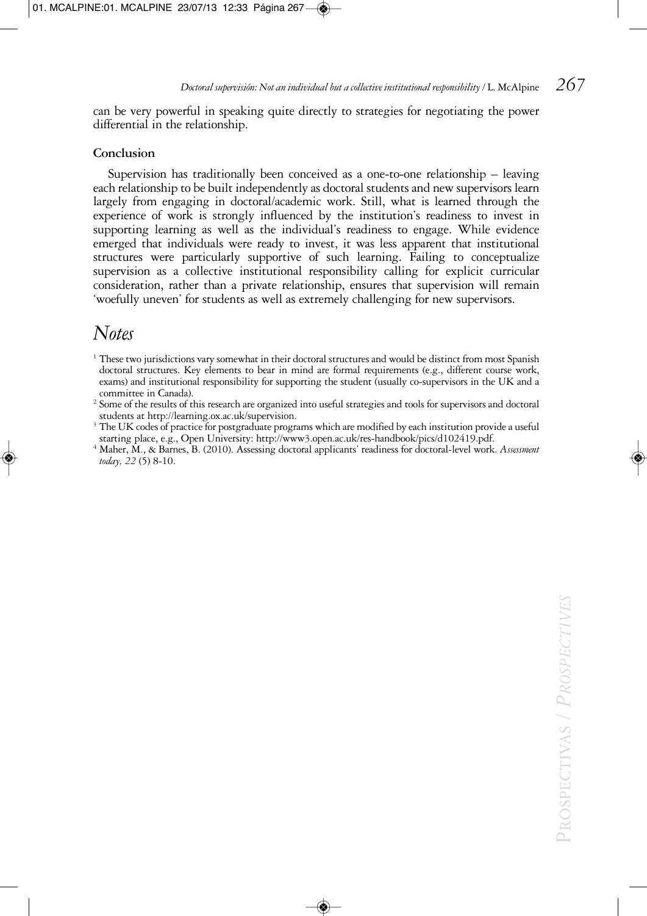can be very powerful in speaking quite directly to strategies for negotiating the power differential in the relationship.

### Conclusion

Supervision has traditionally been conceived as a one-to-one relationship – leaving each relationship to be built independently as doctoral students and new supervisors learn largely from engaging in doctoral/academic work. Still, what is learned through the experience of work is strongly influenced by the institution's readiness to invest in supporting learning as well as the individual's readiness to engage. While evidence emerged that individuals were ready to invest, it was less apparent that institutional structures were particularly supportive of such learning. Failing to conceptualize supervision as a collective institutional responsibility calling for explicit curricular consideration, rather than a private relationship, ensures that supervision will remain 'woefully uneven' for students as well as extremely challenging for new supervisors.

## *Notes*

[1] These two jurisdictions vary somewhat in their doctoral structures and would be distinct from most Spanish doctoral structures. Key elements to bear in mind are formal requirements (e.g., different course work, exams) and institutional responsibility for supporting the student (usually co-supervisors in the UK and a committee in Canada).

[2] Some of the results of this research are organized into useful strategies and tools for supervisors and doctoral students at http://learning.ox.ac.uk/supervision.

[3] The UK codes of practice for postgraduate programs which are modified by each institution provide a useful starting place, e.g., Open University: http://www3.open.ac.uk/res-handbook/pics/d102419.pdf.

[4] Maher, M., & Barnes, B. (2010). Assessing doctoral applicants' readiness for doctoral-level work. *Assessment today, 22* (5) 8-10.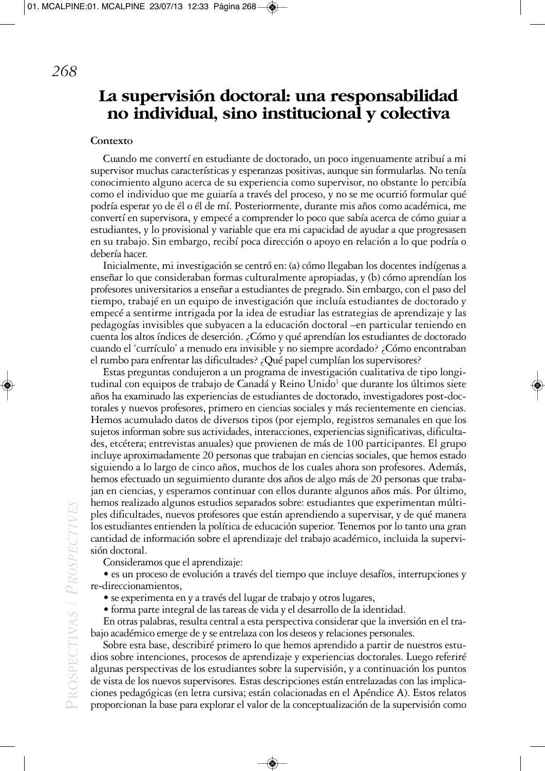# La supervisión doctoral: una responsabilidad no individual, sino institucional y colectiva

**Contexto**

Cuando me convertí en estudiante de doctorado, un poco ingenuamente atribuí a mi supervisor muchas características y esperanzas positivas, aunque sin formularlas. No tenía conocimiento alguno acerca de su experiencia como supervisor, no obstante lo percibía como el individuo que me guiaría a través del proceso, y no se me ocurrió formular qué podría esperar yo de él o él de mí. Posteriormente, durante mis años como académica, me convertí en supervisora, y empecé a comprender lo poco que sabía acerca de cómo guiar a estudiantes, y lo provisional y variable que era mi capacidad de ayudar a que progresasen en su trabajo. Sin embargo, recibí poca dirección o apoyo en relación a lo que podría o debería hacer.

Inicialmente, mi investigación se centró en: (a) cómo llegaban los docentes indígenas a enseñar lo que consideraban formas culturalmente apropiadas, y (b) cómo aprendían los profesores universitarios a enseñar a estudiantes de pregrado. Sin embargo, con el paso del tiempo, trabajé en un equipo de investigación que incluía estudiantes de doctorado y empecé a sentirme intrigada por la idea de estudiar las estrategias de aprendizaje y las pedagogías invisibles que subyacen a la educación doctoral –en particular teniendo en cuenta los altos índices de deserción. ¿Cómo y qué aprendían los estudiantes de doctorado cuando el 'currículo' a menudo era invisible y no siempre acordado? ¿Cómo encontraban el rumbo para enfrentar las dificultades? ¿Qué papel cumplían los supervisores?

Estas preguntas condujeron a un programa de investigación cualitativa de tipo longitudinal con equipos de trabajo de Canadá y Reino Unido[1] que durante los últimos siete años ha examinado las experiencias de estudiantes de doctorado, investigadores post-doctorales y nuevos profesores, primero en ciencias sociales y más recientemente en ciencias. Hemos acumulado datos de diversos tipos (por ejemplo, registros semanales en que los sujetos informan sobre sus actividades, interacciones, experiencias significativas, dificultades, etcétera; entrevistas anuales) que provienen de más de 100 participantes. El grupo incluye aproximadamente 20 personas que trabajan en ciencias sociales, que hemos estado siguiendo a lo largo de cinco años, muchos de los cuales ahora son profesores. Además, hemos efectuado un seguimiento durante dos años de algo más de 20 personas que trabajan en ciencias, y esperamos continuar con ellos durante algunos años más. Por último, hemos realizado algunos estudios separados sobre: estudiantes que experimentan múltiples dificultades, nuevos profesores que están aprendiendo a supervisar, y de qué manera los estudiantes entienden la política de educación superior. Tenemos por lo tanto una gran cantidad de información sobre el aprendizaje del trabajo académico, incluida la supervisión doctoral.

Consideramos que el aprendizaje:

- es un proceso de evolución a través del tiempo que incluye desafíos, interrupciones y re-direccionamientos,
- se experimenta en y a través del lugar de trabajo y otros lugares,
- forma parte integral de las tareas de vida y el desarrollo de la identidad.

En otras palabras, resulta central a esta perspectiva considerar que la inversión en el trabajo académico emerge de y se entrelaza con los deseos y relaciones personales.

Sobre esta base, describiré primero lo que hemos aprendido a partir de nuestros estudios sobre intenciones, procesos de aprendizaje y experiencias doctorales. Luego referiré algunas perspectivas de los estudiantes sobre la supervisión, y a continuación los puntos de vista de los nuevos supervisores. Estas descripciones están entrelazadas con las implicaciones pedagógicas (en letra cursiva; están colacionadas en el Apéndice A). Estos relatos proporcionan la base para explorar el valor de la conceptualización de la supervisión como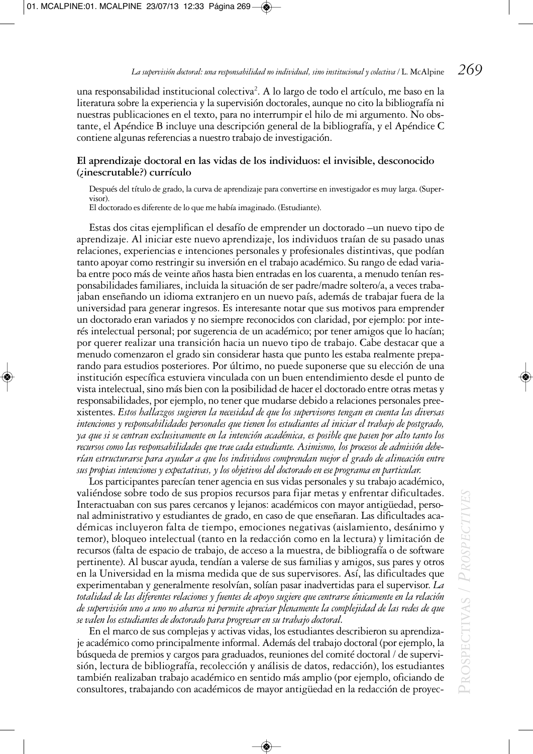una responsabilidad institucional colectiva[2]. A lo largo de todo el artículo, me baso en la literatura sobre la experiencia y la supervisión doctorales, aunque no cito la bibliografía ni nuestras publicaciones en el texto, para no interrumpir el hilo de mi argumento. No obstante, el Apéndice B incluye una descripción general de la bibliografía, y el Apéndice C contiene algunas referencias a nuestro trabajo de investigación.

**El aprendizaje doctoral en las vidas de los individuos: el invisible, desconocido (¿inescrutable?) currículo**

> Después del título de grado, la curva de aprendizaje para convertirse en investigador es muy larga. (Supervisor).
> El doctorado es diferente de lo que me había imaginado. (Estudiante).

Estas dos citas ejemplifican el desafío de emprender un doctorado –un nuevo tipo de aprendizaje. Al iniciar este nuevo aprendizaje, los individuos traían de su pasado unas relaciones, experiencias e intenciones personales y profesionales distintivas, que podían tanto apoyar como restringir su inversión en el trabajo académico. Su rango de edad variaba entre poco más de veinte años hasta bien entradas en los cuarenta, a menudo tenían responsabilidades familiares, incluida la situación de ser padre/madre soltero/a, a veces trabajaban enseñando un idioma extranjero en un nuevo país, además de trabajar fuera de la universidad para generar ingresos. Es interesante notar que sus motivos para emprender un doctorado eran variados y no siempre reconocidos con claridad, por ejemplo: por interés intelectual personal; por sugerencia de un académico; por tener amigos que lo hacían; por querer realizar una transición hacia un nuevo tipo de trabajo. Cabe destacar que a menudo comenzaron el grado sin considerar hasta que punto les estaba realmente preparando para estudios posteriores. Por último, no puede suponerse que su elección de una institución específica estuviera vinculada con un buen entendimiento desde el punto de vista intelectual, sino más bien con la posibilidad de hacer el doctorado entre otras metas y responsabilidades, por ejemplo, no tener que mudarse debido a relaciones personales preexistentes. *Estos hallazgos sugieren la necesidad de que los supervisores tengan en cuenta las diversas intenciones y responsabilidades personales que tienen los estudiantes al iniciar el trabajo de postgrado, ya que si se centran exclusivamente en la intención académica, es posible que pasen por alto tanto los recursos como las responsabilidades que trae cada estudiante. Asimismo, los procesos de admisión deberían estructurarse para ayudar a que los individuos comprendan mejor el grado de alineación entre sus propias intenciones y expectativas, y los objetivos del doctorado en ese programa en particular.*

Los participantes parecían tener agencia en sus vidas personales y su trabajo académico, valiéndose sobre todo de sus propios recursos para fijar metas y enfrentar dificultades. Interactuaban con sus pares cercanos y lejanos: académicos con mayor antigüedad, personal administrativo y estudiantes de grado, en caso de que enseñaran. Las dificultades académicas incluyeron falta de tiempo, emociones negativas (aislamiento, desánimo y temor), bloqueo intelectual (tanto en la redacción como en la lectura) y limitación de recursos (falta de espacio de trabajo, de acceso a la muestra, de bibliografía o de software pertinente). Al buscar ayuda, tendían a valerse de sus familias y amigos, sus pares y otros en la Universidad en la misma medida que de sus supervisores. Así, las dificultades que experimentaban y generalmente resolvían, solían pasar inadvertidas para el supervisor. *La totalidad de las diferentes relaciones y fuentes de apoyo sugiere que centrarse únicamente en la relación de supervisión uno a uno no abarca ni permite apreciar plenamente la complejidad de las redes de que se valen los estudiantes de doctorado para progresar en su trabajo doctoral.*

En el marco de sus complejas y activas vidas, los estudiantes describieron su aprendizaje académico como principalmente informal. Además del trabajo doctoral (por ejemplo, la búsqueda de premios y cargos para graduados, reuniones del comité doctoral / de supervisión, lectura de bibliografía, recolección y análisis de datos, redacción), los estudiantes también realizaban trabajo académico en sentido más amplio (por ejemplo, oficiando de consultores, trabajando con académicos de mayor antigüedad en la redacción de proyec-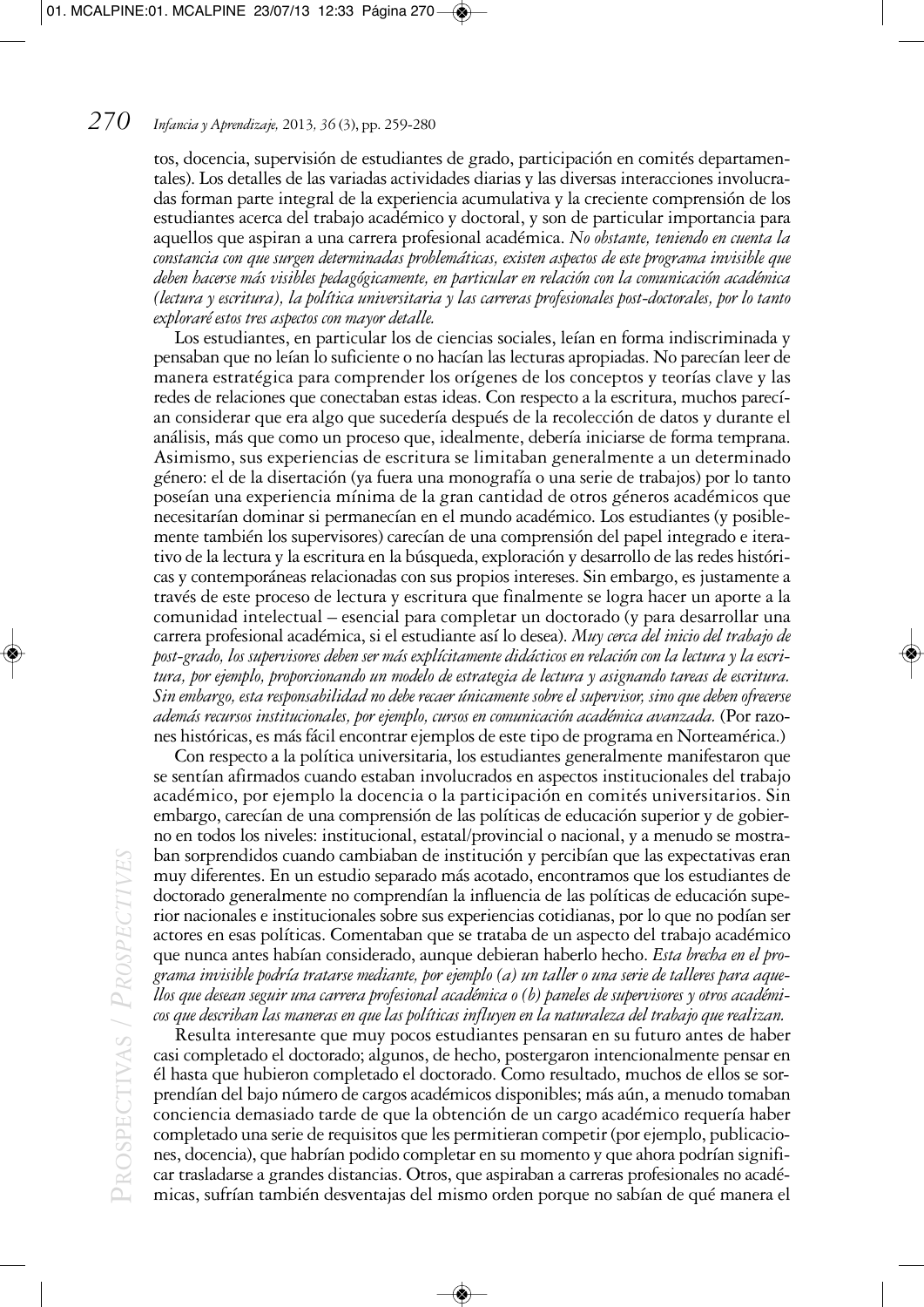tos, docencia, supervisión de estudiantes de grado, participación en comités departamentales). Los detalles de las variadas actividades diarias y las diversas interacciones involucradas forman parte integral de la experiencia acumulativa y la creciente comprensión de los estudiantes acerca del trabajo académico y doctoral, y son de particular importancia para aquellos que aspiran a una carrera profesional académica. *No obstante, teniendo en cuenta la constancia con que surgen determinadas problemáticas, existen aspectos de este programa invisible que deben hacerse más visibles pedagógicamente, en particular en relación con la comunicación académica (lectura y escritura), la política universitaria y las carreras profesionales post-doctorales, por lo tanto exploraré estos tres aspectos con mayor detalle.*

Los estudiantes, en particular los de ciencias sociales, leían en forma indiscriminada y pensaban que no leían lo suficiente o no hacían las lecturas apropiadas. No parecían leer de manera estratégica para comprender los orígenes de los conceptos y teorías clave y las redes de relaciones que conectaban estas ideas. Con respecto a la escritura, muchos parecían considerar que era algo que sucedería después de la recolección de datos y durante el análisis, más que como un proceso que, idealmente, debería iniciarse de forma temprana. Asimismo, sus experiencias de escritura se limitaban generalmente a un determinado género: el de la disertación (ya fuera una monografía o una serie de trabajos) por lo tanto poseían una experiencia mínima de la gran cantidad de otros géneros académicos que necesitarían dominar si permanecían en el mundo académico. Los estudiantes (y posiblemente también los supervisores) carecían de una comprensión del papel integrado e iterativo de la lectura y la escritura en la búsqueda, exploración y desarrollo de las redes históricas y contemporáneas relacionadas con sus propios intereses. Sin embargo, es justamente a través de este proceso de lectura y escritura que finalmente se logra hacer un aporte a la comunidad intelectual – esencial para completar un doctorado (y para desarrollar una carrera profesional académica, si el estudiante así lo desea). *Muy cerca del inicio del trabajo de post-grado, los supervisores deben ser más explícitamente didácticos en relación con la lectura y la escritura, por ejemplo, proporcionando un modelo de estrategia de lectura y asignando tareas de escritura. Sin embargo, esta responsabilidad no debe recaer únicamente sobre el supervisor, sino que deben ofrecerse además recursos institucionales, por ejemplo, cursos en comunicación académica avanzada.* (Por razones históricas, es más fácil encontrar ejemplos de este tipo de programa en Norteamérica.)

Con respecto a la política universitaria, los estudiantes generalmente manifestaron que se sentían afirmados cuando estaban involucrados en aspectos institucionales del trabajo académico, por ejemplo la docencia o la participación en comités universitarios. Sin embargo, carecían de una comprensión de las políticas de educación superior y de gobierno en todos los niveles: institucional, estatal/provincial o nacional, y a menudo se mostraban sorprendidos cuando cambiaban de institución y percibían que las expectativas eran muy diferentes. En un estudio separado más acotado, encontramos que los estudiantes de doctorado generalmente no comprendían la influencia de las políticas de educación superior nacionales e institucionales sobre sus experiencias cotidianas, por lo que no podían ser actores en esas políticas. Comentaban que se trataba de un aspecto del trabajo académico que nunca antes habían considerado, aunque debieran haberlo hecho. *Esta brecha en el programa invisible podría tratarse mediante, por ejemplo (a) un taller o una serie de talleres para aquellos que desean seguir una carrera profesional académica o (b) paneles de supervisores y otros académicos que describan las maneras en que las políticas influyen en la naturaleza del trabajo que realizan.*

Resulta interesante que muy pocos estudiantes pensaran en su futuro antes de haber casi completado el doctorado; algunos, de hecho, postergaron intencionalmente pensar en él hasta que hubieron completado el doctorado. Como resultado, muchos de ellos se sorprendían del bajo número de cargos académicos disponibles; más aún, a menudo tomaban conciencia demasiado tarde de que la obtención de un cargo académico requería haber completado una serie de requisitos que les permitieran competir (por ejemplo, publicaciones, docencia), que habrían podido completar en su momento y que ahora podrían significar trasladarse a grandes distancias. Otros, que aspiraban a carreras profesionales no académicas, sufrían también desventajas del mismo orden porque no sabían de qué manera el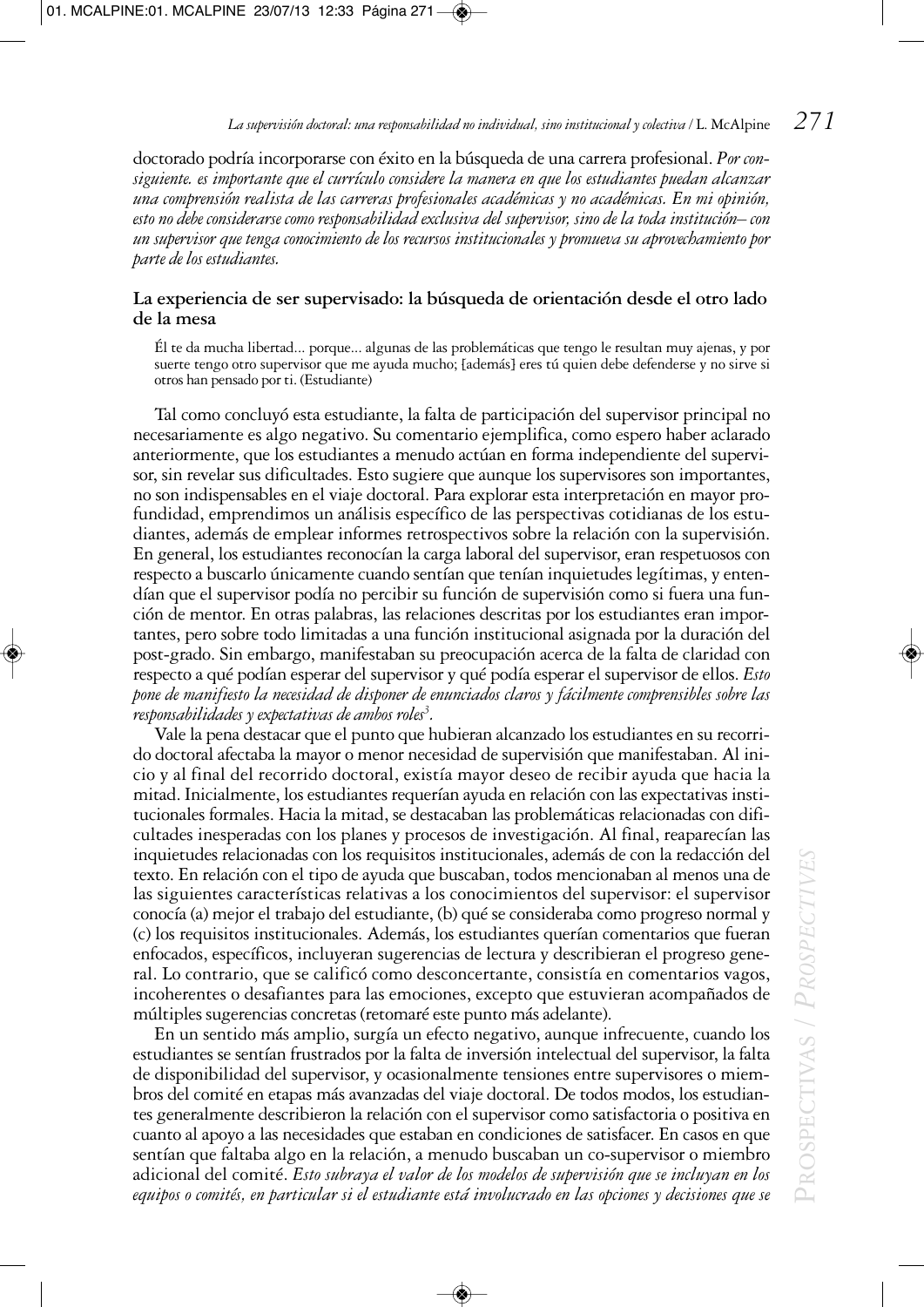doctorado podría incorporarse con éxito en la búsqueda de una carrera profesional. *Por consiguiente. es importante que el currículo considere la manera en que los estudiantes puedan alcanzar una comprensión realista de las carreras profesionales académicas y no académicas. En mi opinión, esto no debe considerarse como responsabilidad exclusiva del supervisor, sino de la toda institución– con un supervisor que tenga conocimiento de los recursos institucionales y promueva su aprovechamiento por parte de los estudiantes.*

### La experiencia de ser supervisado: la búsqueda de orientación desde el otro lado de la mesa

> Él te da mucha libertad... porque... algunas de las problemáticas que tengo le resultan muy ajenas, y por suerte tengo otro supervisor que me ayuda mucho; [además] eres tú quien debe defenderse y no sirve si otros han pensado por ti. (Estudiante)

Tal como concluyó esta estudiante, la falta de participación del supervisor principal no necesariamente es algo negativo. Su comentario ejemplifica, como espero haber aclarado anteriormente, que los estudiantes a menudo actúan en forma independiente del supervisor, sin revelar sus dificultades. Esto sugiere que aunque los supervisores son importantes, no son indispensables en el viaje doctoral. Para explorar esta interpretación en mayor profundidad, emprendimos un análisis específico de las perspectivas cotidianas de los estudiantes, además de emplear informes retrospectivos sobre la relación con la supervisión. En general, los estudiantes reconocían la carga laboral del supervisor, eran respetuosos con respecto a buscarlo únicamente cuando sentían que tenían inquietudes legítimas, y entendían que el supervisor podía no percibir su función de supervisión como si fuera una función de mentor. En otras palabras, las relaciones descritas por los estudiantes eran importantes, pero sobre todo limitadas a una función institucional asignada por la duración del post-grado. Sin embargo, manifestaban su preocupación acerca de la falta de claridad con respecto a qué podían esperar del supervisor y qué podía esperar el supervisor de ellos. *Esto pone de manifiesto la necesidad de disponer de enunciados claros y fácilmente comprensibles sobre las responsabilidades y expectativas de ambos roles*[3].

Vale la pena destacar que el punto que hubieran alcanzado los estudiantes en su recorrido doctoral afectaba la mayor o menor necesidad de supervisión que manifestaban. Al inicio y al final del recorrido doctoral, existía mayor deseo de recibir ayuda que hacia la mitad. Inicialmente, los estudiantes requerían ayuda en relación con las expectativas institucionales formales. Hacia la mitad, se destacaban las problemáticas relacionadas con dificultades inesperadas con los planes y procesos de investigación. Al final, reaparecían las inquietudes relacionadas con los requisitos institucionales, además de con la redacción del texto. En relación con el tipo de ayuda que buscaban, todos mencionaban al menos una de las siguientes características relativas a los conocimientos del supervisor: el supervisor conocía (a) mejor el trabajo del estudiante, (b) qué se consideraba como progreso normal y (c) los requisitos institucionales. Además, los estudiantes querían comentarios que fueran enfocados, específicos, incluyeran sugerencias de lectura y describieran el progreso general. Lo contrario, que se calificó como desconcertante, consistía en comentarios vagos, incoherentes o desafiantes para las emociones, excepto que estuvieran acompañados de múltiples sugerencias concretas (retomaré este punto más adelante).

En un sentido más amplio, surgía un efecto negativo, aunque infrecuente, cuando los estudiantes se sentían frustrados por la falta de inversión intelectual del supervisor, la falta de disponibilidad del supervisor, y ocasionalmente tensiones entre supervisores o miembros del comité en etapas más avanzadas del viaje doctoral. De todos modos, los estudiantes generalmente describieron la relación con el supervisor como satisfactoria o positiva en cuanto al apoyo a las necesidades que estaban en condiciones de satisfacer. En casos en que sentían que faltaba algo en la relación, a menudo buscaban un co-supervisor o miembro adicional del comité. *Esto subraya el valor de los modelos de supervisión que se incluyan en los equipos o comités, en particular si el estudiante está involucrado en las opciones y decisiones que se*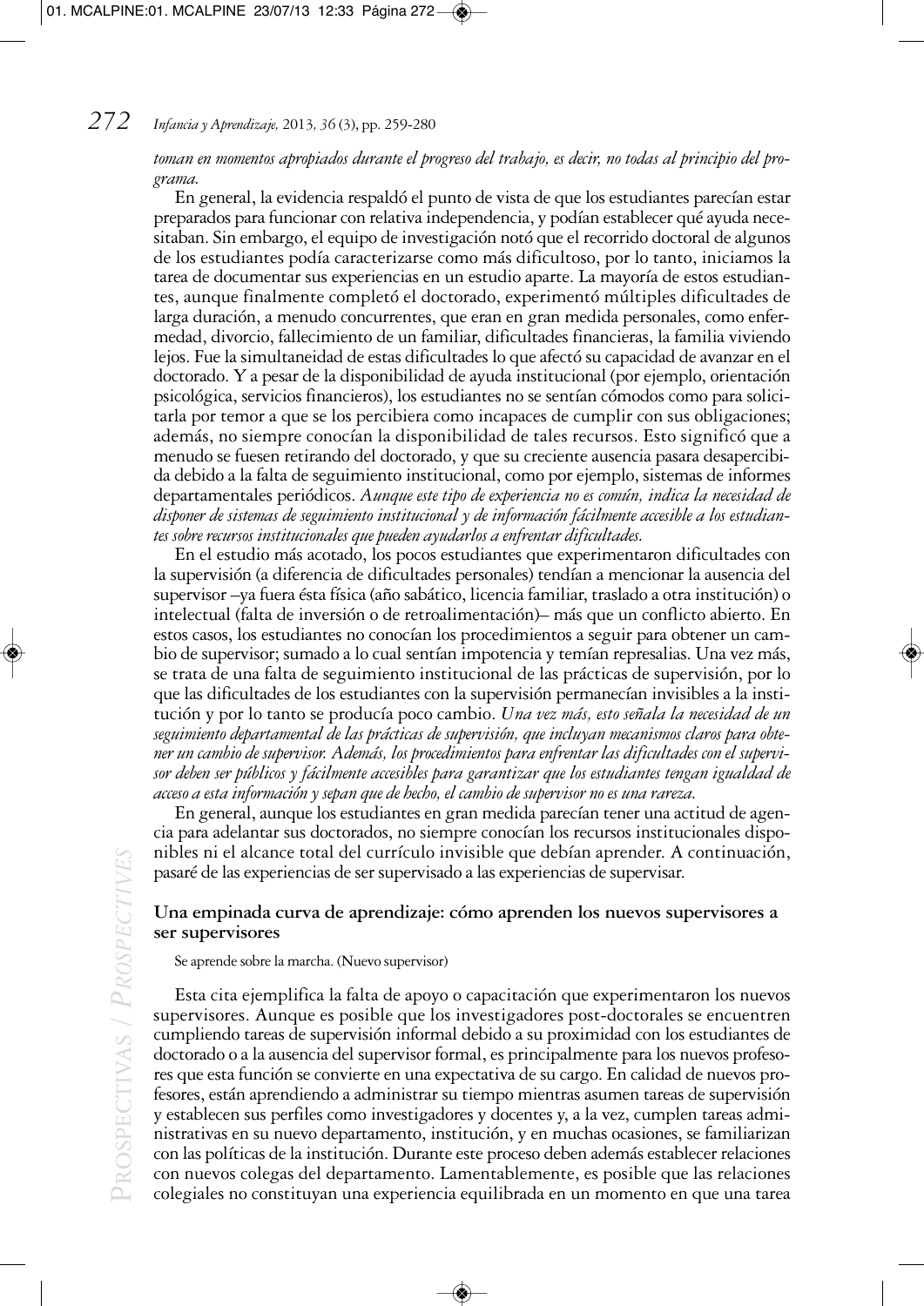*toman en momentos apropiados durante el progreso del trabajo, es decir, no todas al principio del programa.*

En general, la evidencia respaldó el punto de vista de que los estudiantes parecían estar preparados para funcionar con relativa independencia, y podían establecer qué ayuda necesitaban. Sin embargo, el equipo de investigación notó que el recorrido doctoral de algunos de los estudiantes podía caracterizarse como más dificultoso, por lo tanto, iniciamos la tarea de documentar sus experiencias en un estudio aparte. La mayoría de estos estudiantes, aunque finalmente completó el doctorado, experimentó múltiples dificultades de larga duración, a menudo concurrentes, que eran en gran medida personales, como enfermedad, divorcio, fallecimiento de un familiar, dificultades financieras, la familia viviendo lejos. Fue la simultaneidad de estas dificultades lo que afectó su capacidad de avanzar en el doctorado. Y a pesar de la disponibilidad de ayuda institucional (por ejemplo, orientación psicológica, servicios financieros), los estudiantes no se sentían cómodos como para solicitarla por temor a que se los percibiera como incapaces de cumplir con sus obligaciones; además, no siempre conocían la disponibilidad de tales recursos. Esto significó que a menudo se fuesen retirando del doctorado, y que su creciente ausencia pasara desapercibida debido a la falta de seguimiento institucional, como por ejemplo, sistemas de informes departamentales periódicos. *Aunque este tipo de experiencia no es común, indica la necesidad de disponer de sistemas de seguimiento institucional y de información fácilmente accesible a los estudiantes sobre recursos institucionales que pueden ayudarlos a enfrentar dificultades.*

En el estudio más acotado, los pocos estudiantes que experimentaron dificultades con la supervisión (a diferencia de dificultades personales) tendían a mencionar la ausencia del supervisor –ya fuera ésta física (año sabático, licencia familiar, traslado a otra institución) o intelectual (falta de inversión o de retroalimentación)– más que un conflicto abierto. En estos casos, los estudiantes no conocían los procedimientos a seguir para obtener un cambio de supervisor; sumado a lo cual sentían impotencia y temían represalias. Una vez más, se trata de una falta de seguimiento institucional de las prácticas de supervisión, por lo que las dificultades de los estudiantes con la supervisión permanecían invisibles a la institución y por lo tanto se producía poco cambio. *Una vez más, esto señala la necesidad de un seguimiento departamental de las prácticas de supervisión, que incluyan mecanismos claros para obtener un cambio de supervisor. Además, los procedimientos para enfrentar las dificultades con el supervisor deben ser públicos y fácilmente accesibles para garantizar que los estudiantes tengan igualdad de acceso a esta información y sepan que de hecho, el cambio de supervisor no es una rareza.*

En general, aunque los estudiantes en gran medida parecían tener una actitud de agencia para adelantar sus doctorados, no siempre conocían los recursos institucionales disponibles ni el alcance total del currículo invisible que debían aprender. A continuación, pasaré de las experiencias de ser supervisado a las experiencias de supervisar.

## Una empinada curva de aprendizaje: cómo aprenden los nuevos supervisores a ser supervisores

Se aprende sobre la marcha. (Nuevo supervisor)

Esta cita ejemplifica la falta de apoyo o capacitación que experimentaron los nuevos supervisores. Aunque es posible que los investigadores post-doctorales se encuentren cumpliendo tareas de supervisión informal debido a su proximidad con los estudiantes de doctorado o a la ausencia del supervisor formal, es principalmente para los nuevos profesores que esta función se convierte en una expectativa de su cargo. En calidad de nuevos profesores, están aprendiendo a administrar su tiempo mientras asumen tareas de supervisión y establecen sus perfiles como investigadores y docentes y, a la vez, cumplen tareas administrativas en su nuevo departamento, institución, y en muchas ocasiones, se familiarizan con las políticas de la institución. Durante este proceso deben además establecer relaciones con nuevos colegas del departamento. Lamentablemente, es posible que las relaciones colegiales no constituyan una experiencia equilibrada en un momento en que una tarea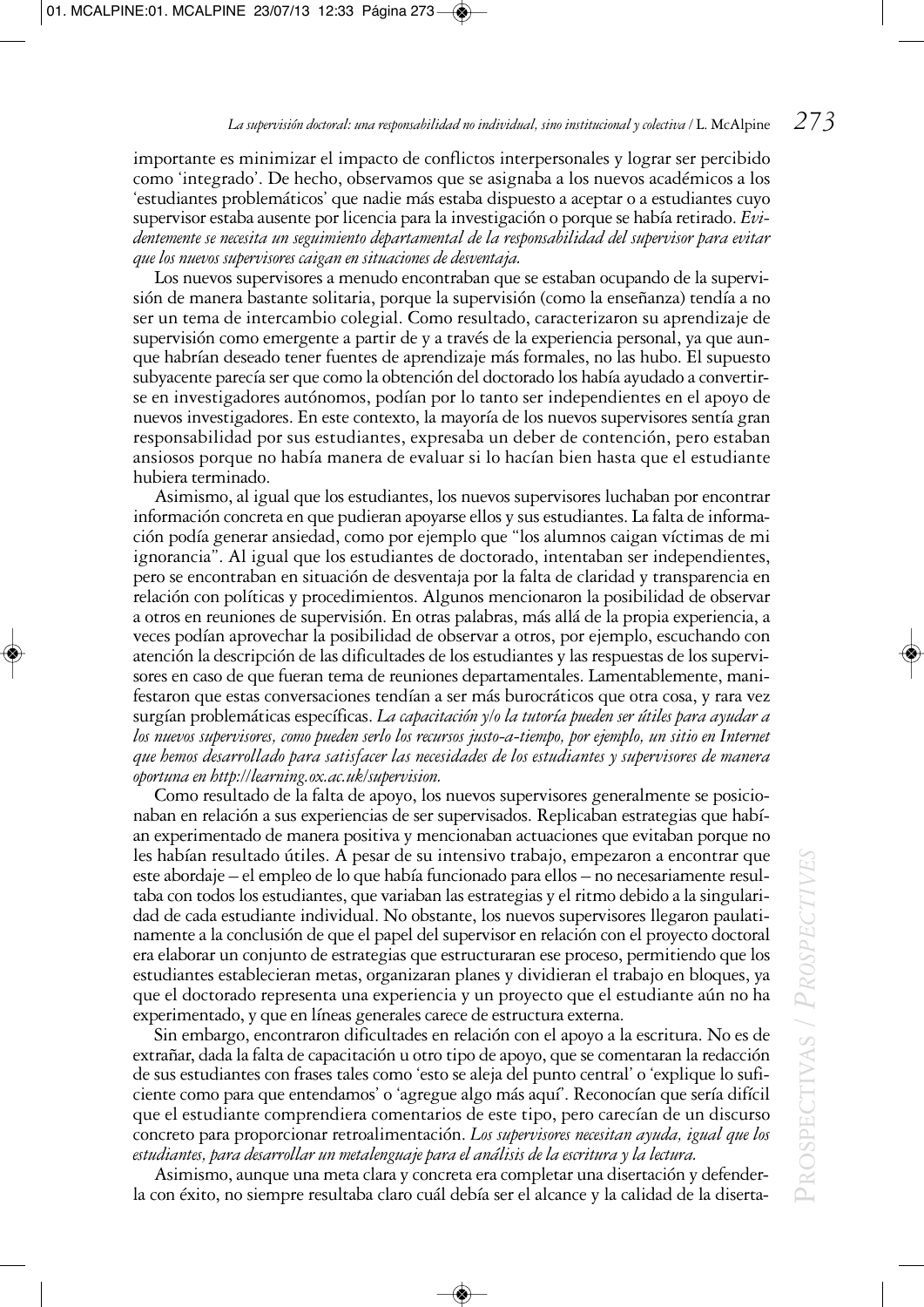importante es minimizar el impacto de conflictos interpersonales y lograr ser percibido como 'integrado'. De hecho, observamos que se asignaba a los nuevos académicos a los 'estudiantes problemáticos' que nadie más estaba dispuesto a aceptar o a estudiantes cuyo supervisor estaba ausente por licencia para la investigación o porque se había retirado. *Evidentemente se necesita un seguimiento departamental de la responsabilidad del supervisor para evitar que los nuevos supervisores caigan en situaciones de desventaja.*

Los nuevos supervisores a menudo encontraban que se estaban ocupando de la supervisión de manera bastante solitaria, porque la supervisión (como la enseñanza) tendía a no ser un tema de intercambio colegial. Como resultado, caracterizaron su aprendizaje de supervisión como emergente a partir de y a través de la experiencia personal, ya que aunque habrían deseado tener fuentes de aprendizaje más formales, no las hubo. El supuesto subyacente parecía ser que como la obtención del doctorado los había ayudado a convertirse en investigadores autónomos, podían por lo tanto ser independientes en el apoyo de nuevos investigadores. En este contexto, la mayoría de los nuevos supervisores sentía gran responsabilidad por sus estudiantes, expresaba un deber de contención, pero estaban ansiosos porque no había manera de evaluar si lo hacían bien hasta que el estudiante hubiera terminado.

Asimismo, al igual que los estudiantes, los nuevos supervisores luchaban por encontrar información concreta en que pudieran apoyarse ellos y sus estudiantes. La falta de información podía generar ansiedad, como por ejemplo que "los alumnos caigan víctimas de mi ignorancia". Al igual que los estudiantes de doctorado, intentaban ser independientes, pero se encontraban en situación de desventaja por la falta de claridad y transparencia en relación con políticas y procedimientos. Algunos mencionaron la posibilidad de observar a otros en reuniones de supervisión. En otras palabras, más allá de la propia experiencia, a veces podían aprovechar la posibilidad de observar a otros, por ejemplo, escuchando con atención la descripción de las dificultades de los estudiantes y las respuestas de los supervisores en caso de que fueran tema de reuniones departamentales. Lamentablemente, manifestaron que estas conversaciones tendían a ser más burocráticos que otra cosa, y rara vez surgían problemáticas específicas. *La capacitación y/o la tutoría pueden ser útiles para ayudar a los nuevos supervisores, como pueden serlo los recursos justo-a-tiempo, por ejemplo, un sitio en Internet que hemos desarrollado para satisfacer las necesidades de los estudiantes y supervisores de manera oportuna en http://learning.ox.ac.uk/supervision.*

Como resultado de la falta de apoyo, los nuevos supervisores generalmente se posicionaban en relación a sus experiencias de ser supervisados. Replicaban estrategias que habían experimentado de manera positiva y mencionaban actuaciones que evitaban porque no les habían resultado útiles. A pesar de su intensivo trabajo, empezaron a encontrar que este abordaje – el empleo de lo que había funcionado para ellos – no necesariamente resultaba con todos los estudiantes, que variaban las estrategias y el ritmo debido a la singularidad de cada estudiante individual. No obstante, los nuevos supervisores llegaron paulatinamente a la conclusión de que el papel del supervisor en relación con el proyecto doctoral era elaborar un conjunto de estrategias que estructuraran ese proceso, permitiendo que los estudiantes establecieran metas, organizaran planes y dividieran el trabajo en bloques, ya que el doctorado representa una experiencia y un proyecto que el estudiante aún no ha experimentado, y que en líneas generales carece de estructura externa.

Sin embargo, encontraron dificultades en relación con el apoyo a la escritura. No es de extrañar, dada la falta de capacitación u otro tipo de apoyo, que se comentaran la redacción de sus estudiantes con frases tales como 'esto se aleja del punto central' o 'explique lo suficiente como para que entendamos' o 'agregue algo más aquí'. Reconocían que sería difícil que el estudiante comprendiera comentarios de este tipo, pero carecían de un discurso concreto para proporcionar retroalimentación. *Los supervisores necesitan ayuda, igual que los estudiantes, para desarrollar un metalenguaje para el análisis de la escritura y la lectura.*

Asimismo, aunque una meta clara y concreta era completar una disertación y defenderla con éxito, no siempre resultaba claro cuál debía ser el alcance y la calidad de la diserta-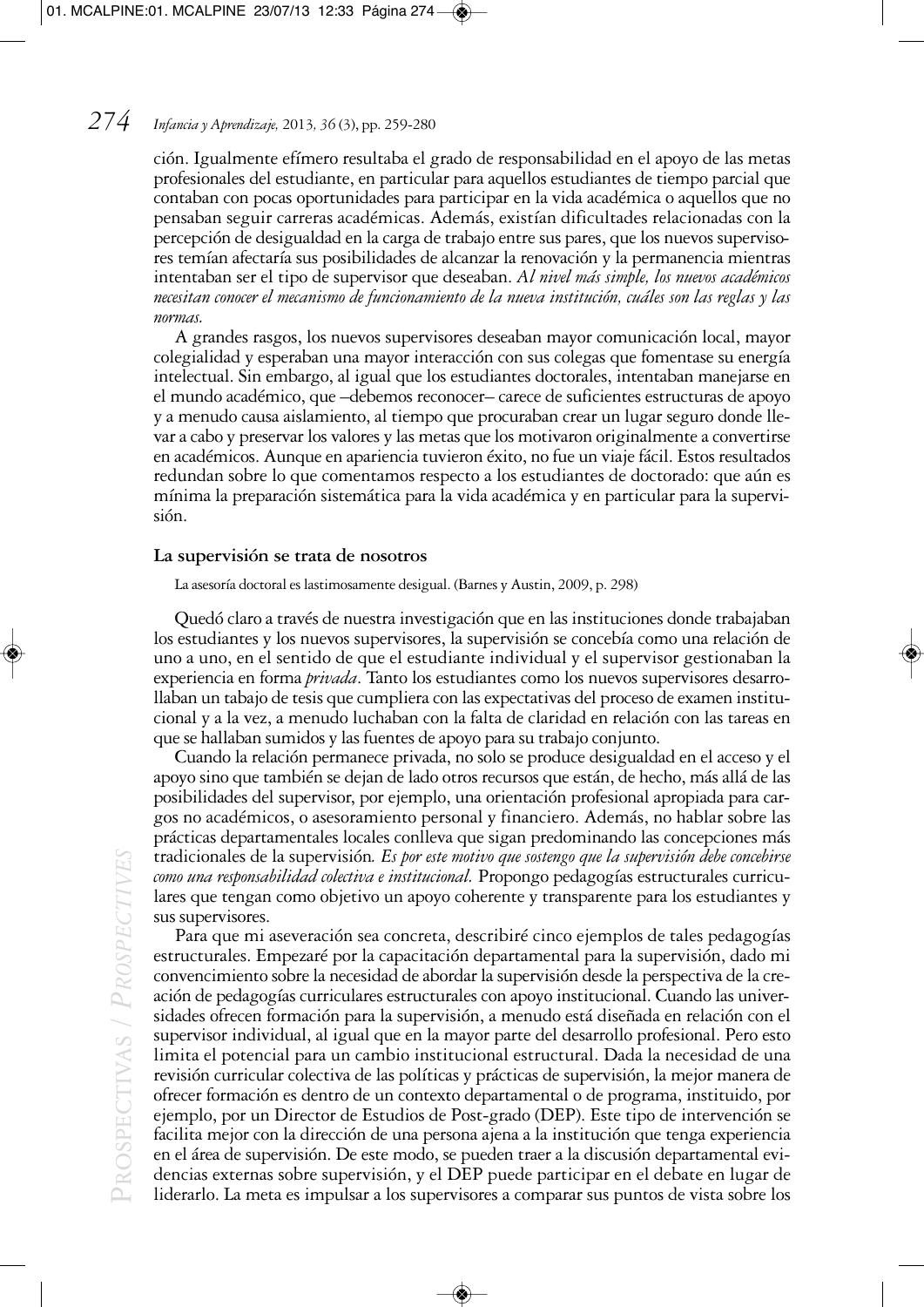ción. Igualmente efímero resultaba el grado de responsabilidad en el apoyo de las metas profesionales del estudiante, en particular para aquellos estudiantes de tiempo parcial que contaban con pocas oportunidades para participar en la vida académica o aquellos que no pensaban seguir carreras académicas. Además, existían dificultades relacionadas con la percepción de desigualdad en la carga de trabajo entre sus pares, que los nuevos supervisores temían afectaría sus posibilidades de alcanzar la renovación y la permanencia mientras intentaban ser el tipo de supervisor que deseaban. *Al nivel más simple, los nuevos académicos necesitan conocer el mecanismo de funcionamiento de la nueva institución, cuáles son las reglas y las normas.*

A grandes rasgos, los nuevos supervisores deseaban mayor comunicación local, mayor colegialidad y esperaban una mayor interacción con sus colegas que fomentase su energía intelectual. Sin embargo, al igual que los estudiantes doctorales, intentaban manejarse en el mundo académico, que –debemos reconocer– carece de suficientes estructuras de apoyo y a menudo causa aislamiento, al tiempo que procuraban crear un lugar seguro donde llevar a cabo y preservar los valores y las metas que los motivaron originalmente a convertirse en académicos. Aunque en apariencia tuvieron éxito, no fue un viaje fácil. Estos resultados redundan sobre lo que comentamos respecto a los estudiantes de doctorado: que aún es mínima la preparación sistemática para la vida académica y en particular para la supervisión.

### La supervisión se trata de nosotros

La asesoría doctoral es lastimosamente desigual. (Barnes y Austin, 2009, p. 298)

Quedó claro a través de nuestra investigación que en las instituciones donde trabajaban los estudiantes y los nuevos supervisores, la supervisión se concebía como una relación de uno a uno, en el sentido de que el estudiante individual y el supervisor gestionaban la experiencia en forma *privada*. Tanto los estudiantes como los nuevos supervisores desarrollaban un tabajo de tesis que cumpliera con las expectativas del proceso de examen institucional y a la vez, a menudo luchaban con la falta de claridad en relación con las tareas en que se hallaban sumidos y las fuentes de apoyo para su trabajo conjunto.

Cuando la relación permanece privada, no solo se produce desigualdad en el acceso y el apoyo sino que también se dejan de lado otros recursos que están, de hecho, más allá de las posibilidades del supervisor, por ejemplo, una orientación profesional apropiada para cargos no académicos, o asesoramiento personal y financiero. Además, no hablar sobre las prácticas departamentales locales conlleva que sigan predominando las concepciones más tradicionales de la supervisión*. Es por este motivo que sostengo que la supervisión debe concebirse como una responsabilidad colectiva e institucional.* Propongo pedagogías estructurales curriculares que tengan como objetivo un apoyo coherente y transparente para los estudiantes y sus supervisores.

Para que mi aseveración sea concreta, describiré cinco ejemplos de tales pedagogías estructurales. Empezaré por la capacitación departamental para la supervisión, dado mi convencimiento sobre la necesidad de abordar la supervisión desde la perspectiva de la creación de pedagogías curriculares estructurales con apoyo institucional. Cuando las universidades ofrecen formación para la supervisión, a menudo está diseñada en relación con el supervisor individual, al igual que en la mayor parte del desarrollo profesional. Pero esto limita el potencial para un cambio institucional estructural. Dada la necesidad de una revisión curricular colectiva de las políticas y prácticas de supervisión, la mejor manera de ofrecer formación es dentro de un contexto departamental o de programa, instituido, por ejemplo, por un Director de Estudios de Post-grado (DEP). Este tipo de intervención se facilita mejor con la dirección de una persona ajena a la institución que tenga experiencia en el área de supervisión. De este modo, se pueden traer a la discusión departamental evidencias externas sobre supervisión, y el DEP puede participar en el debate en lugar de liderarlo. La meta es impulsar a los supervisores a comparar sus puntos de vista sobre los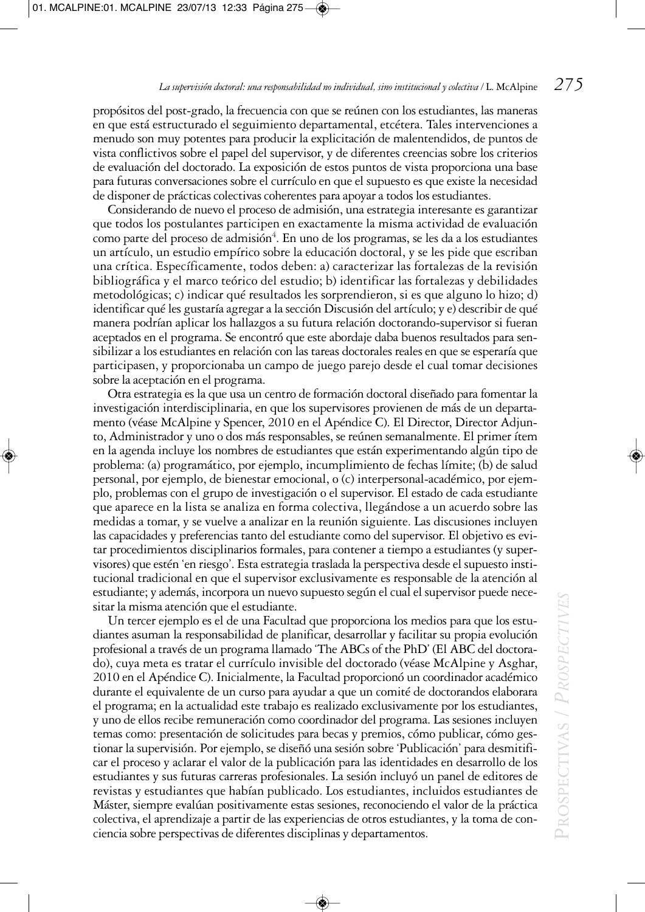propósitos del post-grado, la frecuencia con que se reúnen con los estudiantes, las maneras en que está estructurado el seguimiento departamental, etcétera. Tales intervenciones a menudo son muy potentes para producir la explicitación de malentendidos, de puntos de vista conflictivos sobre el papel del supervisor, y de diferentes creencias sobre los criterios de evaluación del doctorado. La exposición de estos puntos de vista proporciona una base para futuras conversaciones sobre el currículo en que el supuesto es que existe la necesidad de disponer de prácticas colectivas coherentes para apoyar a todos los estudiantes.

Considerando de nuevo el proceso de admisión, una estrategia interesante es garantizar que todos los postulantes participen en exactamente la misma actividad de evaluación como parte del proceso de admisión[4]. En uno de los programas, se les da a los estudiantes un artículo, un estudio empírico sobre la educación doctoral, y se les pide que escriban una crítica. Específicamente, todos deben: a) caracterizar las fortalezas de la revisión bibliográfica y el marco teórico del estudio; b) identificar las fortalezas y debilidades metodológicas; c) indicar qué resultados los sorprendieron, si es que alguno lo hizo; d) identificar qué les gustaría agregar a la sección Discusión del artículo; y e) describir de qué manera podrían aplicar los hallazgos a su futura relación doctorando-supervisor si fueran aceptados en el programa. Se encontró que este abordaje daba buenos resultados para sensibilizar a los estudiantes en relación con las tareas doctorales reales en que se esperaría que participasen, y proporcionaba un campo de juego parejo desde el cual tomar decisiones sobre la aceptación en el programa.

Otra estrategia es la que usa un centro de formación doctoral diseñado para fomentar la investigación interdisciplinaria, en que los supervisores provienen de más de un departamento (véase McAlpine y Spencer, 2010 en el Apéndice C). El Director, Director Adjunto, Administrador y uno o dos más responsables, se reúnen semanalmente. El primer ítem en la agenda incluye los nombres de estudiantes que están experimentando algún tipo de problema: (a) programático, por ejemplo, incumplimiento de fechas límite; (b) de salud personal, por ejemplo, de bienestar emocional, o (c) interpersonal-académico, por ejemplo, problemas con el grupo de investigación o el supervisor. El estado de cada estudiante que aparece en la lista se analiza en forma colectiva, llegándose a un acuerdo sobre las medidas a tomar, y se vuelve a analizar en la reunión siguiente. Las discusiones incluyen las capacidades y preferencias tanto del estudiante como del supervisor. El objetivo es evitar procedimientos disciplinarios formales, para contener a tiempo a estudiantes (y supervisores) que estén 'en riesgo'. Esta estrategia traslada la perspectiva desde el supuesto institucional tradicional en que el supervisor exclusivamente es responsable de la atención al estudiante; y además, incorpora un nuevo supuesto según el cual el supervisor puede necesitar la misma atención que el estudiante.

Un tercer ejemplo es el de una Facultad que proporciona los medios para que los estudiantes asuman la responsabilidad de planificar, desarrollar y facilitar su propia evolución profesional a través de un programa llamado 'The ABCs of the PhD' (El ABC del doctorado), cuya meta es tratar el currículo invisible del doctorado (véase McAlpine y Asghar, 2010 en el Apéndice C). Inicialmente, la Facultad proporcionó un coordinador académico durante el equivalente de un curso para ayudar a que un comité de doctorandos elaborara el programa; en la actualidad este trabajo es realizado exclusivamente por los estudiantes, y uno de ellos recibe remuneración como coordinador del programa. Las sesiones incluyen temas como: presentación de solicitudes para becas y premios, cómo publicar, cómo gestionar la supervisión. Por ejemplo, se diseñó una sesión sobre 'Publicación' para desmitificar el proceso y aclarar el valor de la publicación para las identidades en desarrollo de los estudiantes y sus futuras carreras profesionales. La sesión incluyó un panel de editores de revistas y estudiantes que habían publicado. Los estudiantes, incluidos estudiantes de Máster, siempre evalúan positivamente estas sesiones, reconociendo el valor de la práctica colectiva, el aprendizaje a partir de las experiencias de otros estudiantes, y la toma de conciencia sobre perspectivas de diferentes disciplinas y departamentos.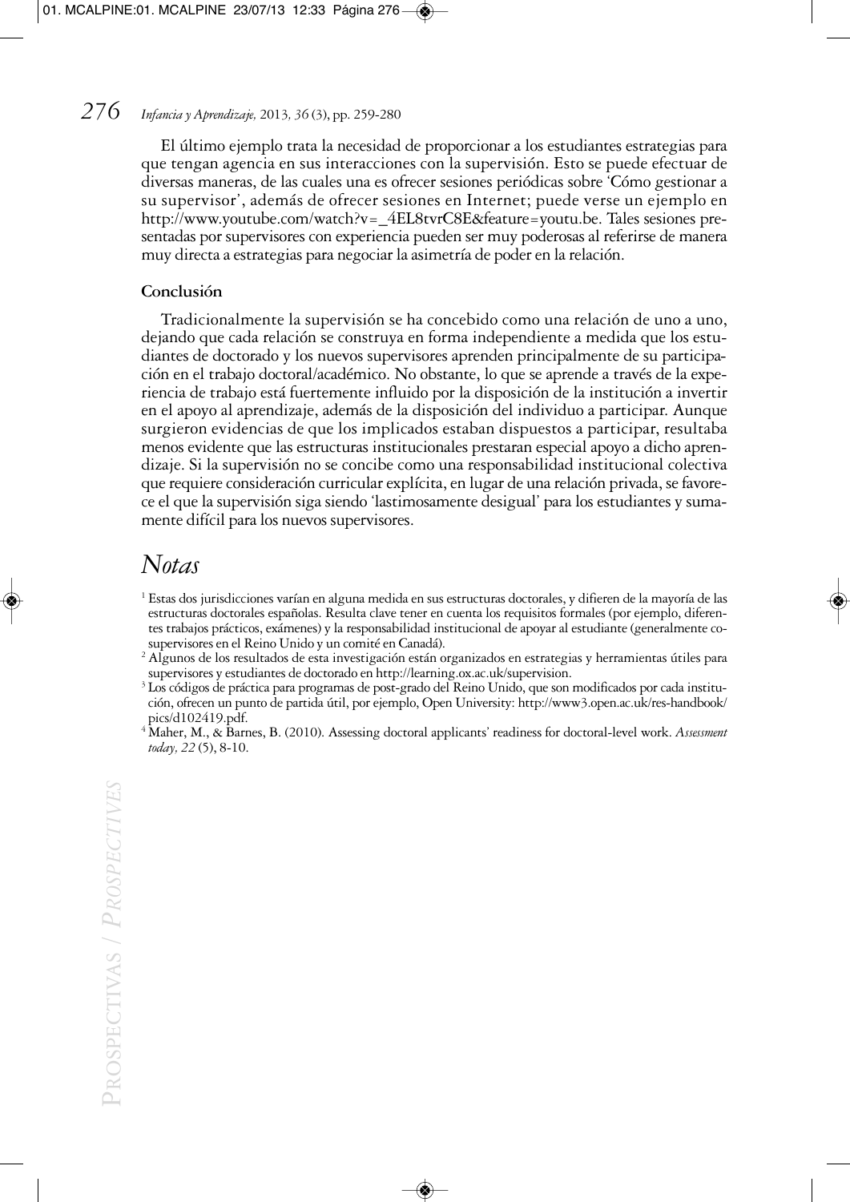El último ejemplo trata la necesidad de proporcionar a los estudiantes estrategias para que tengan agencia en sus interacciones con la supervisión. Esto se puede efectuar de diversas maneras, de las cuales una es ofrecer sesiones periódicas sobre 'Cómo gestionar a su supervisor', además de ofrecer sesiones en Internet; puede verse un ejemplo en http://www.youtube.com/watch?v=_4EL8tvrC8E&feature=youtu.be. Tales sesiones presentadas por supervisores con experiencia pueden ser muy poderosas al referirse de manera muy directa a estrategias para negociar la asimetría de poder en la relación.

### Conclusión

Tradicionalmente la supervisión se ha concebido como una relación de uno a uno, dejando que cada relación se construya en forma independiente a medida que los estudiantes de doctorado y los nuevos supervisores aprenden principalmente de su participación en el trabajo doctoral/académico. No obstante, lo que se aprende a través de la experiencia de trabajo está fuertemente influido por la disposición de la institución a invertir en el apoyo al aprendizaje, además de la disposición del individuo a participar. Aunque surgieron evidencias de que los implicados estaban dispuestos a participar, resultaba menos evidente que las estructuras institucionales prestaran especial apoyo a dicho aprendizaje. Si la supervisión no se concibe como una responsabilidad institucional colectiva que requiere consideración curricular explícita, en lugar de una relación privada, se favorece el que la supervisión siga siendo 'lastimosamente desigual' para los estudiantes y sumamente difícil para los nuevos supervisores.

## *Notas*

[1] Estas dos jurisdicciones varían en alguna medida en sus estructuras doctorales, y difieren de la mayoría de las estructuras doctorales españolas. Resulta clave tener en cuenta los requisitos formales (por ejemplo, diferentes trabajos prácticos, exámenes) y la responsabilidad institucional de apoyar al estudiante (generalmente co-supervisores en el Reino Unido y un comité en Canadá).

[2] Algunos de los resultados de esta investigación están organizados en estrategias y herramientas útiles para supervisores y estudiantes de doctorado en http://learning.ox.ac.uk/supervision.

[3] Los códigos de práctica para programas de post-grado del Reino Unido, que son modificados por cada institución, ofrecen un punto de partida útil, por ejemplo, Open University: http://www3.open.ac.uk/res-handbook/pics/d102419.pdf.

[4] Maher, M., & Barnes, B. (2010). Assessing doctoral applicants' readiness for doctoral-level work. *Assessment today, 22* (5), 8-10.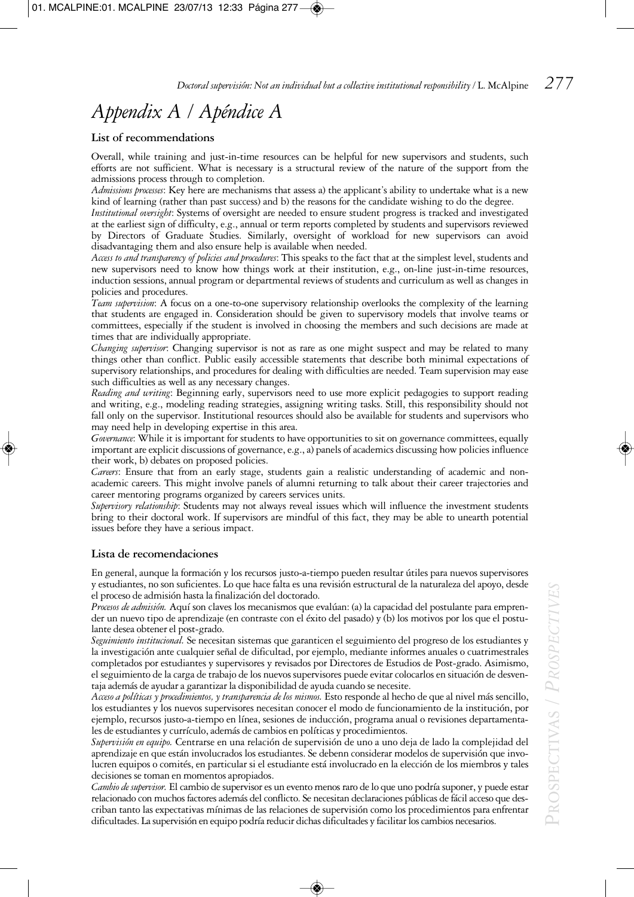# *Appendix A / Apéndice A*

### List of recommendations

Overall, while training and just-in-time resources can be helpful for new supervisors and students, such efforts are not sufficient. What is necessary is a structural review of the nature of the support from the admissions process through to completion.

*Admissions processes*: Key here are mechanisms that assess a) the applicant's ability to undertake what is a new kind of learning (rather than past success) and b) the reasons for the candidate wishing to do the degree.

*Institutional oversight*: Systems of oversight are needed to ensure student progress is tracked and investigated at the earliest sign of difficulty, e.g., annual or term reports completed by students and supervisors reviewed by Directors of Graduate Studies. Similarly, oversight of workload for new supervisors can avoid disadvantaging them and also ensure help is available when needed.

*Access to and transparency of policies and procedures*: This speaks to the fact that at the simplest level, students and new supervisors need to know how things work at their institution, e.g., on-line just-in-time resources, induction sessions, annual program or departmental reviews of students and curriculum as well as changes in policies and procedures.

*Team supervision*: A focus on a one-to-one supervisory relationship overlooks the complexity of the learning that students are engaged in. Consideration should be given to supervisory models that involve teams or committees, especially if the student is involved in choosing the members and such decisions are made at times that are individually appropriate.

*Changing supervisor*: Changing supervisor is not as rare as one might suspect and may be related to many things other than conflict. Public easily accessible statements that describe both minimal expectations of supervisory relationships, and procedures for dealing with difficulties are needed. Team supervision may ease such difficulties as well as any necessary changes.

*Reading and writing*: Beginning early, supervisors need to use more explicit pedagogies to support reading and writing, e.g., modeling reading strategies, assigning writing tasks. Still, this responsibility should not fall only on the supervisor. Institutional resources should also be available for students and supervisors who may need help in developing expertise in this area.

*Governance*: While it is important for students to have opportunities to sit on governance committees, equally important are explicit discussions of governance, e.g., a) panels of academics discussing how policies influence their work, b) debates on proposed policies.

*Careers*: Ensure that from an early stage, students gain a realistic understanding of academic and non-academic careers. This might involve panels of alumni returning to talk about their career trajectories and career mentoring programs organized by careers services units.

*Supervisory relationship*: Students may not always reveal issues which will influence the investment students bring to their doctoral work. If supervisors are mindful of this fact, they may be able to unearth potential issues before they have a serious impact.

### Lista de recomendaciones

En general, aunque la formación y los recursos justo-a-tiempo pueden resultar útiles para nuevos supervisores y estudiantes, no son suficientes. Lo que hace falta es una revisión estructural de la naturaleza del apoyo, desde el proceso de admisión hasta la finalización del doctorado.

*Procesos de admisión.* Aquí son claves los mecanismos que evalúan: (a) la capacidad del postulante para emprender un nuevo tipo de aprendizaje (en contraste con el éxito del pasado) y (b) los motivos por los que el postulante desea obtener el post-grado.

*Seguimiento institucional.* Se necesitan sistemas que garanticen el seguimiento del progreso de los estudiantes y la investigación ante cualquier señal de dificultad, por ejemplo, mediante informes anuales o cuatrimestrales completados por estudiantes y supervisores y revisados por Directores de Estudios de Post-grado. Asimismo, el seguimiento de la carga de trabajo de los nuevos supervisores puede evitar colocarlos en situación de desventaja además de ayudar a garantizar la disponibilidad de ayuda cuando se necesite.

*Acceso a políticas y procedimientos, y transparencia de los mismos.* Esto responde al hecho de que al nivel más sencillo, los estudiantes y los nuevos supervisores necesitan conocer el modo de funcionamiento de la institución, por ejemplo, recursos justo-a-tiempo en línea, sesiones de inducción, programa anual o revisiones departamentales de estudiantes y currículo, además de cambios en políticas y procedimientos.

*Supervisión en equipo.* Centrarse en una relación de supervisión de uno a uno deja de lado la complejidad del aprendizaje en que están involucrados los estudiantes. Se debenn considerar modelos de supervisión que involucren equipos o comités, en particular si el estudiante está involucrado en la elección de los miembros y tales decisiones se toman en momentos apropiados.

*Cambio de supervisor.* El cambio de supervisor es un evento menos raro de lo que uno podría suponer, y puede estar relacionado con muchos factores además del conflicto. Se necesitan declaraciones públicas de fácil acceso que describan tanto las expectativas mínimas de las relaciones de supervisión como los procedimientos para enfrentar dificultades. La supervisión en equipo podría reducir dichas dificultades y facilitar los cambios necesarios.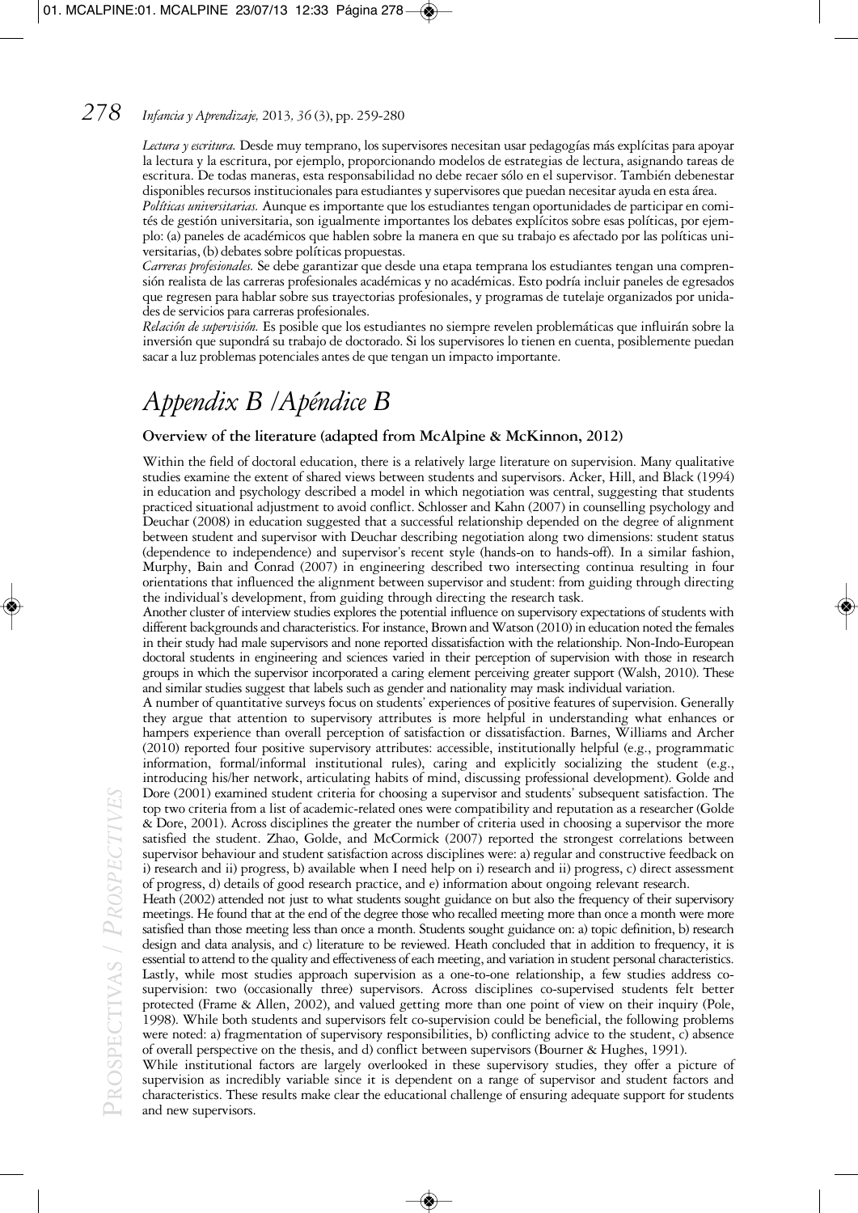*Lectura y escritura.* Desde muy temprano, los supervisores necesitan usar pedagogías más explícitas para apoyar la lectura y la escritura, por ejemplo, proporcionando modelos de estrategias de lectura, asignando tareas de escritura. De todas maneras, esta responsabilidad no debe recaer sólo en el supervisor. También debenestar disponibles recursos institucionales para estudiantes y supervisores que puedan necesitar ayuda en esta área.

*Políticas universitarias.* Aunque es importante que los estudiantes tengan oportunidades de participar en comités de gestión universitaria, son igualmente importantes los debates explícitos sobre esas políticas, por ejemplo: (a) paneles de académicos que hablen sobre la manera en que su trabajo es afectado por las políticas universitarias, (b) debates sobre políticas propuestas.

*Carreras profesionales.* Se debe garantizar que desde una etapa temprana los estudiantes tengan una comprensión realista de las carreras profesionales académicas y no académicas. Esto podría incluir paneles de egresados que regresen para hablar sobre sus trayectorias profesionales, y programas de tutelaje organizados por unidades de servicios para carreras profesionales.

*Relación de supervisión.* Es posible que los estudiantes no siempre revelen problemáticas que influirán sobre la inversión que supondrá su trabajo de doctorado. Si los supervisores lo tienen en cuenta, posiblemente puedan sacar a luz problemas potenciales antes de que tengan un impacto importante.

# *Appendix B /Apéndice B*

**Overview of the literature (adapted from McAlpine & McKinnon, 2012)**

Within the field of doctoral education, there is a relatively large literature on supervision. Many qualitative studies examine the extent of shared views between students and supervisors. Acker, Hill, and Black (1994) in education and psychology described a model in which negotiation was central, suggesting that students practiced situational adjustment to avoid conflict. Schlosser and Kahn (2007) in counselling psychology and Deuchar (2008) in education suggested that a successful relationship depended on the degree of alignment between student and supervisor with Deuchar describing negotiation along two dimensions: student status (dependence to independence) and supervisor's recent style (hands-on to hands-off). In a similar fashion, Murphy, Bain and Conrad (2007) in engineering described two intersecting continua resulting in four orientations that influenced the alignment between supervisor and student: from guiding through directing the individual's development, from guiding through directing the research task.

Another cluster of interview studies explores the potential influence on supervisory expectations of students with different backgrounds and characteristics. For instance, Brown and Watson (2010) in education noted the females in their study had male supervisors and none reported dissatisfaction with the relationship. Non-Indo-European doctoral students in engineering and sciences varied in their perception of supervision with those in research groups in which the supervisor incorporated a caring element perceiving greater support (Walsh, 2010). These and similar studies suggest that labels such as gender and nationality may mask individual variation.

A number of quantitative surveys focus on students' experiences of positive features of supervision. Generally they argue that attention to supervisory attributes is more helpful in understanding what enhances or hampers experience than overall perception of satisfaction or dissatisfaction. Barnes, Williams and Archer (2010) reported four positive supervisory attributes: accessible, institutionally helpful (e.g., programmatic information, formal/informal institutional rules), caring and explicitly socializing the student (e.g., introducing his/her network, articulating habits of mind, discussing professional development). Golde and Dore (2001) examined student criteria for choosing a supervisor and students' subsequent satisfaction. The top two criteria from a list of academic-related ones were compatibility and reputation as a researcher (Golde & Dore, 2001). Across disciplines the greater the number of criteria used in choosing a supervisor the more satisfied the student. Zhao, Golde, and McCormick (2007) reported the strongest correlations between supervisor behaviour and student satisfaction across disciplines were: a) regular and constructive feedback on i) research and ii) progress, b) available when I need help on i) research and ii) progress, c) direct assessment of progress, d) details of good research practice, and e) information about ongoing relevant research.

Heath (2002) attended not just to what students sought guidance on but also the frequency of their supervisory meetings. He found that at the end of the degree those who recalled meeting more than once a month were more satisfied than those meeting less than once a month. Students sought guidance on: a) topic definition, b) research design and data analysis, and c) literature to be reviewed. Heath concluded that in addition to frequency, it is essential to attend to the quality and effectiveness of each meeting, and variation in student personal characteristics.

Lastly, while most studies approach supervision as a one-to-one relationship, a few studies address co-supervision: two (occasionally three) supervisors. Across disciplines co-supervised students felt better protected (Frame & Allen, 2002), and valued getting more than one point of view on their inquiry (Pole, 1998). While both students and supervisors felt co-supervision could be beneficial, the following problems were noted: a) fragmentation of supervisory responsibilities, b) conflicting advice to the student, c) absence of overall perspective on the thesis, and d) conflict between supervisors (Bourner & Hughes, 1991).

While institutional factors are largely overlooked in these supervisory studies, they offer a picture of supervision as incredibly variable since it is dependent on a range of supervisor and student factors and characteristics. These results make clear the educational challenge of ensuring adequate support for students and new supervisors.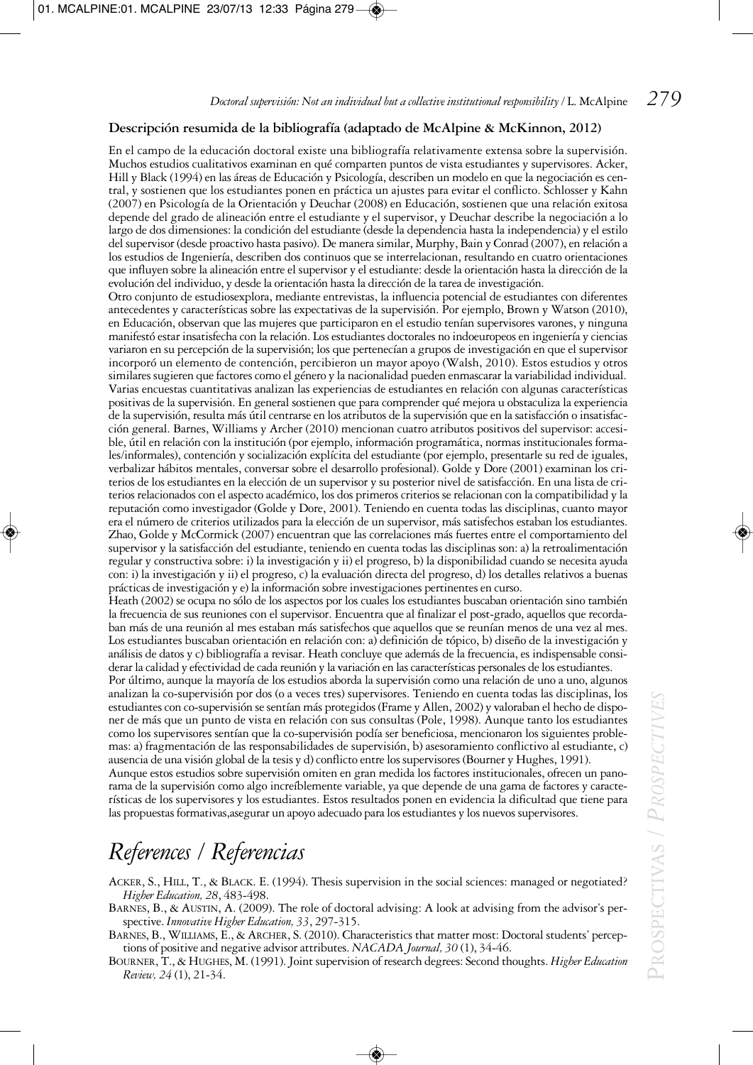### Descripción resumida de la bibliografía (adaptado de McAlpine & McKinnon, 2012)

En el campo de la educación doctoral existe una bibliografía relativamente extensa sobre la supervisión. Muchos estudios cualitativos examinan en qué comparten puntos de vista estudiantes y supervisores. Acker, Hill y Black (1994) en las áreas de Educación y Psicología, describen un modelo en que la negociación es central, y sostienen que los estudiantes ponen en práctica un ajustes para evitar el conflicto. Schlosser y Kahn (2007) en Psicología de la Orientación y Deuchar (2008) en Educación, sostienen que una relación exitosa depende del grado de alineación entre el estudiante y el supervisor, y Deuchar describe la negociación a lo largo de dos dimensiones: la condición del estudiante (desde la dependencia hasta la independencia) y el estilo del supervisor (desde proactivo hasta pasivo). De manera similar, Murphy, Bain y Conrad (2007), en relación a los estudios de Ingeniería, describen dos continuos que se interrelacionan, resultando en cuatro orientaciones que influyen sobre la alineación entre el supervisor y el estudiante: desde la orientación hasta la dirección de la evolución del individuo, y desde la orientación hasta la dirección de la tarea de investigación.

Otro conjunto de estudiosexplora, mediante entrevistas, la influencia potencial de estudiantes con diferentes antecedentes y características sobre las expectativas de la supervisión. Por ejemplo, Brown y Watson (2010), en Educación, observan que las mujeres que participaron en el estudio tenían supervisores varones, y ninguna manifestó estar insatisfecha con la relación. Los estudiantes doctorales no indoeuropeos en ingeniería y ciencias variaron en su percepción de la supervisión; los que pertenecían a grupos de investigación en que el supervisor incorporó un elemento de contención, percibieron un mayor apoyo (Walsh, 2010). Estos estudios y otros similares sugieren que factores como el género y la nacionalidad pueden enmascarar la variabilidad individual.

Varias encuestas cuantitativas analizan las experiencias de estudiantes en relación con algunas características positivas de la supervisión. En general sostienen que para comprender qué mejora u obstaculiza la experiencia de la supervisión, resulta más útil centrarse en los atributos de la supervisión que en la satisfacción o insatisfacción general. Barnes, Williams y Archer (2010) mencionan cuatro atributos positivos del supervisor: accesible, útil en relación con la institución (por ejemplo, información programática, normas institucionales formales/informales), contención y socialización explícita del estudiante (por ejemplo, presentarle su red de iguales, verbalizar hábitos mentales, conversar sobre el desarrollo profesional). Golde y Dore (2001) examinan los criterios de los estudiantes en la elección de un supervisor y su posterior nivel de satisfacción. En una lista de criterios relacionados con el aspecto académico, los dos primeros criterios se relacionan con la compatibilidad y la reputación como investigador (Golde y Dore, 2001). Teniendo en cuenta todas las disciplinas, cuanto mayor era el número de criterios utilizados para la elección de un supervisor, más satisfechos estaban los estudiantes. Zhao, Golde y McCormick (2007) encuentran que las correlaciones más fuertes entre el comportamiento del supervisor y la satisfacción del estudiante, teniendo en cuenta todas las disciplinas son: a) la retroalimentación regular y constructiva sobre: i) la investigación y ii) el progreso, b) la disponibilidad cuando se necesita ayuda con: i) la investigación y ii) el progreso, c) la evaluación directa del progreso, d) los detalles relativos a buenas prácticas de investigación y e) la información sobre investigaciones pertinentes en curso.

Heath (2002) se ocupa no sólo de los aspectos por los cuales los estudiantes buscaban orientación sino también la frecuencia de sus reuniones con el supervisor. Encuentra que al finalizar el post-grado, aquellos que recordaban más de una reunión al mes estaban más satisfechos que aquellos que se reunían menos de una vez al mes. Los estudiantes buscaban orientación en relación con: a) definición de tópico, b) diseño de la investigación y análisis de datos y c) bibliografía a revisar. Heath concluye que además de la frecuencia, es indispensable considerar la calidad y efectividad de cada reunión y la variación en las características personales de los estudiantes.

Por último, aunque la mayoría de los estudios aborda la supervisión como una relación de uno a uno, algunos analizan la co-supervisión por dos (o a veces tres) supervisores. Teniendo en cuenta todas las disciplinas, los estudiantes con co-supervisión se sentían más protegidos (Frame y Allen, 2002) y valoraban el hecho de disponer de más que un punto de vista en relación con sus consultas (Pole, 1998). Aunque tanto los estudiantes como los supervisores sentían que la co-supervisión podía ser beneficiosa, mencionaron los siguientes problemas: a) fragmentación de las responsabilidades de supervisión, b) asesoramiento conflictivo al estudiante, c) ausencia de una visión global de la tesis y d) conflicto entre los supervisores (Bourner y Hughes, 1991).

Aunque estos estudios sobre supervisión omiten en gran medida los factores institucionales, ofrecen un panorama de la supervisión como algo increíblemente variable, ya que depende de una gama de factores y características de los supervisores y los estudiantes. Estos resultados ponen en evidencia la dificultad que tiene para las propuestas formativas,asegurar un apoyo adecuado para los estudiantes y los nuevos supervisores.

# References / Referencias

Acker, S., Hill, T., & Black. E. (1994). Thesis supervision in the social sciences: managed or negotiated? *Higher Education, 28*, 483-498.

Barnes, B., & Austin, A. (2009). The role of doctoral advising: A look at advising from the advisor's perspective. *Innovative Higher Education, 33*, 297-315.

Barnes, B., Williams, E., & Archer, S. (2010). Characteristics that matter most: Doctoral students' perceptions of positive and negative advisor attributes. *NACADA Journal, 30* (1), 34-46.

Bourner, T., & Hughes, M. (1991). Joint supervision of research degrees: Second thoughts. *Higher Education Review, 24* (1), 21-34.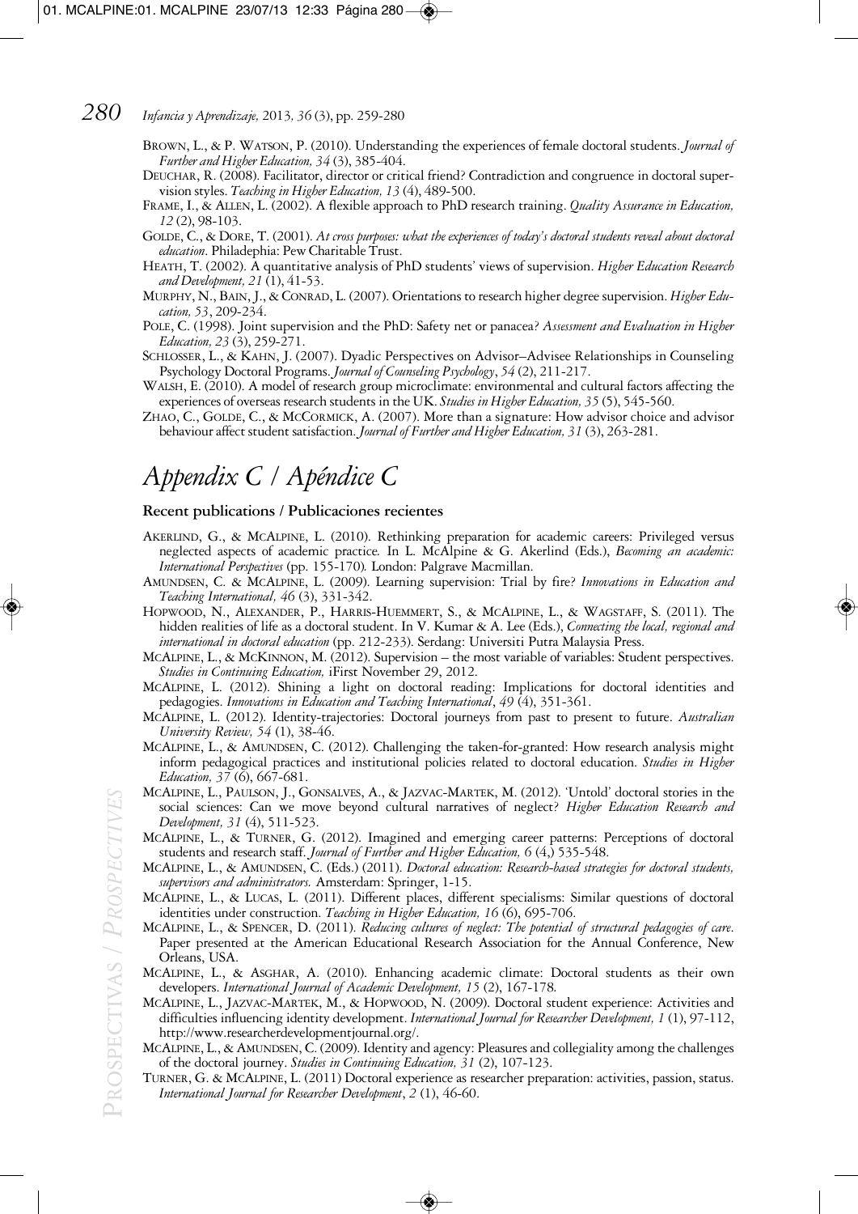Brown, L., & P. Watson, P. (2010). Understanding the experiences of female doctoral students. *Journal of Further and Higher Education, 34* (3), 385-404.

Deuchar, R. (2008). Facilitator, director or critical friend? Contradiction and congruence in doctoral supervision styles. *Teaching in Higher Education, 13* (4), 489-500.

Frame, I., & Allen, L. (2002). A flexible approach to PhD research training. *Quality Assurance in Education, 12* (2), 98-103.

Golde, C., & Dore, T. (2001). *At cross purposes: what the experiences of today's doctoral students reveal about doctoral education*. Philadephia: Pew Charitable Trust.

Heath, T. (2002). A quantitative analysis of PhD students' views of supervision. *Higher Education Research and Development, 21* (1), 41-53.

Murphy, N., Bain, J., & Conrad, L. (2007). Orientations to research higher degree supervision. *Higher Education, 53*, 209-234.

Pole, C. (1998). Joint supervision and the PhD: Safety net or panacea? *Assessment and Evaluation in Higher Education, 23* (3), 259-271.

Schlosser, L., & Kahn, J. (2007). Dyadic Perspectives on Advisor–Advisee Relationships in Counseling Psychology Doctoral Programs. *Journal of Counseling Psychology*, *54* (2), 211-217.

Walsh, E. (2010). A model of research group microclimate: environmental and cultural factors affecting the experiences of overseas research students in the UK. *Studies in Higher Education, 35* (5), 545-560.

Zhao, C., Golde, C., & McCormick, A. (2007). More than a signature: How advisor choice and advisor behaviour affect student satisfaction. *Journal of Further and Higher Education, 31* (3), 263-281.

# *Appendix C / Apéndice C*

### Recent publications / Publicaciones recientes

Akerlind, G., & McAlpine, L. (2010). Rethinking preparation for academic careers: Privileged versus neglected aspects of academic practice*.* In L. McAlpine & G. Akerlind (Eds.), *Becoming an academic: International Perspectives* (pp. 155-170)*.* London: Palgrave Macmillan.

Amundsen, C. & McAlpine, L. (2009). Learning supervision: Trial by fire? *Innovations in Education and Teaching International, 46* (3), 331-342.

Hopwood, N., Alexander, P., Harris-Huemmert, S., & McAlpine, L., & Wagstaff, S. (2011). The hidden realities of life as a doctoral student. In V. Kumar & A. Lee (Eds.), *Connecting the local, regional and international in doctoral education* (pp. 212-233). Serdang: Universiti Putra Malaysia Press.

McAlpine, L., & McKinnon, M. (2012). Supervision – the most variable of variables: Student perspectives. *Studies in Continuing Education,* iFirst November 29, 2012.

McAlpine, L. (2012). Shining a light on doctoral reading: Implications for doctoral identities and pedagogies. *Innovations in Education and Teaching International*, *49* (4), 351-361.

McAlpine, L. (2012). Identity-trajectories: Doctoral journeys from past to present to future. *Australian University Review, 54* (1), 38-46.

McAlpine, L., & Amundsen, C. (2012). Challenging the taken-for-granted: How research analysis might inform pedagogical practices and institutional policies related to doctoral education. *Studies in Higher Education, 37* (6), 667-681.

McAlpine, L., Paulson, J., Gonsalves, A., & Jazvac-Martek, M. (2012). 'Untold' doctoral stories in the social sciences: Can we move beyond cultural narratives of neglect? *Higher Education Research and Development, 31* (4), 511-523.

McAlpine, L., & Turner, G. (2012). Imagined and emerging career patterns: Perceptions of doctoral students and research staff. *Journal of Further and Higher Education, 6* (4,) 535-548.

McAlpine, L., & Amundsen, C. (Eds.) (2011). *Doctoral education: Research-based strategies for doctoral students, supervisors and administrators.* Amsterdam: Springer, 1-15.

McAlpine, L., & Lucas, L. (2011). Different places, different specialisms: Similar questions of doctoral identities under construction. *Teaching in Higher Education, 16* (6), 695-706.

McAlpine, L., & Spencer, D. (2011). *Reducing cultures of neglect: The potential of structural pedagogies of care*. Paper presented at the American Educational Research Association for the Annual Conference, New Orleans, USA.

McAlpine, L., & Asghar, A. (2010). Enhancing academic climate: Doctoral students as their own developers. *International Journal of Academic Development, 15* (2), 167-178*.*

McAlpine, L., Jazvac-Martek, M., & Hopwood, N. (2009). Doctoral student experience: Activities and difficulties influencing identity development. *International Journal for Researcher Development, 1* (1), 97-112, http://www.researcherdevelopmentjournal.org/.

McAlpine, L., & Amundsen, C. (2009). Identity and agency: Pleasures and collegiality among the challenges of the doctoral journey. *Studies in Continuing Education, 31* (2), 107-123.

Turner, G. & McAlpine, L. (2011) Doctoral experience as researcher preparation: activities, passion, status. *International Journal for Researcher Development*, *2* (1), 46-60.